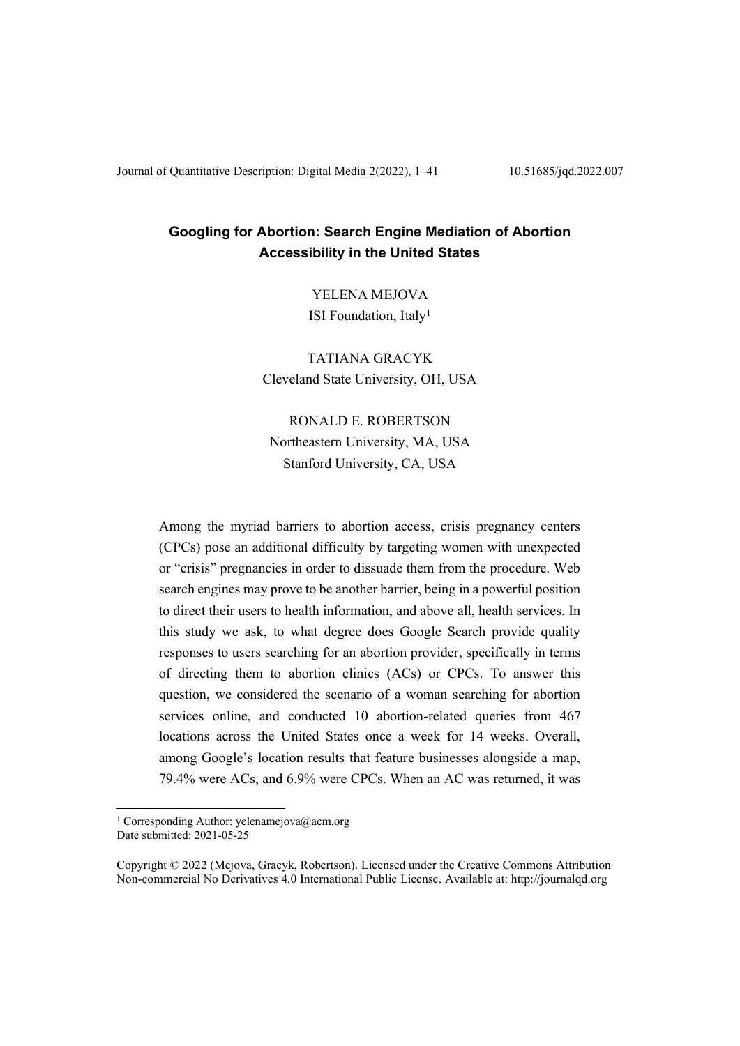# Googling for Abortion: Search Engine Mediation of Abortion Accessibility in the United States

YELENA MEJOVA
ISI Foundation, Italy[1]

TATIANA GRACYK
Cleveland State University, OH, USA

RONALD E. ROBERTSON
Northeastern University, MA, USA
Stanford University, CA, USA

Among the myriad barriers to abortion access, crisis pregnancy centers (CPCs) pose an additional difficulty by targeting women with unexpected or "crisis" pregnancies in order to dissuade them from the procedure. Web search engines may prove to be another barrier, being in a powerful position to direct their users to health information, and above all, health services. In this study we ask, to what degree does Google Search provide quality responses to users searching for an abortion provider, specifically in terms of directing them to abortion clinics (ACs) or CPCs. To answer this question, we considered the scenario of a woman searching for abortion services online, and conducted 10 abortion-related queries from 467 locations across the United States once a week for 14 weeks. Overall, among Google's location results that feature businesses alongside a map, 79.4% were ACs, and 6.9% were CPCs. When an AC was returned, it was

[1] Corresponding Author: yelenamejova@acm.org
Date submitted: 2021-05-25

Copyright © 2022 (Mejova, Gracyk, Robertson). Licensed under the Creative Commons Attribution Non-commercial No Derivatives 4.0 International Public License. Available at: http://journalqd.org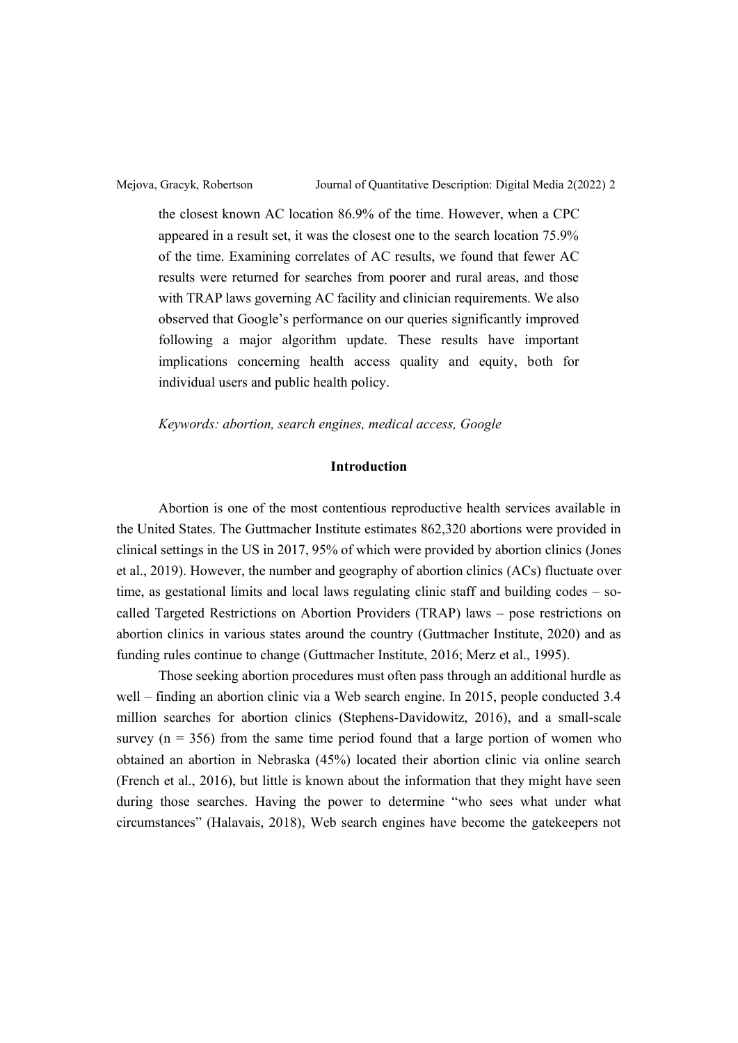the closest known AC location 86.9% of the time. However, when a CPC appeared in a result set, it was the closest one to the search location 75.9% of the time. Examining correlates of AC results, we found that fewer AC results were returned for searches from poorer and rural areas, and those with TRAP laws governing AC facility and clinician requirements. We also observed that Google's performance on our queries significantly improved following a major algorithm update. These results have important implications concerning health access quality and equity, both for individual users and public health policy.

*Keywords: abortion, search engines, medical access, Google*

## Introduction

Abortion is one of the most contentious reproductive health services available in the United States. The Guttmacher Institute estimates 862,320 abortions were provided in clinical settings in the US in 2017, 95% of which were provided by abortion clinics (Jones et al., 2019). However, the number and geography of abortion clinics (ACs) fluctuate over time, as gestational limits and local laws regulating clinic staff and building codes – so-called Targeted Restrictions on Abortion Providers (TRAP) laws – pose restrictions on abortion clinics in various states around the country (Guttmacher Institute, 2020) and as funding rules continue to change (Guttmacher Institute, 2016; Merz et al., 1995).

Those seeking abortion procedures must often pass through an additional hurdle as well – finding an abortion clinic via a Web search engine. In 2015, people conducted 3.4 million searches for abortion clinics (Stephens-Davidowitz, 2016), and a small-scale survey (n = 356) from the same time period found that a large portion of women who obtained an abortion in Nebraska (45%) located their abortion clinic via online search (French et al., 2016), but little is known about the information that they might have seen during those searches. Having the power to determine "who sees what under what circumstances" (Halavais, 2018), Web search engines have become the gatekeepers not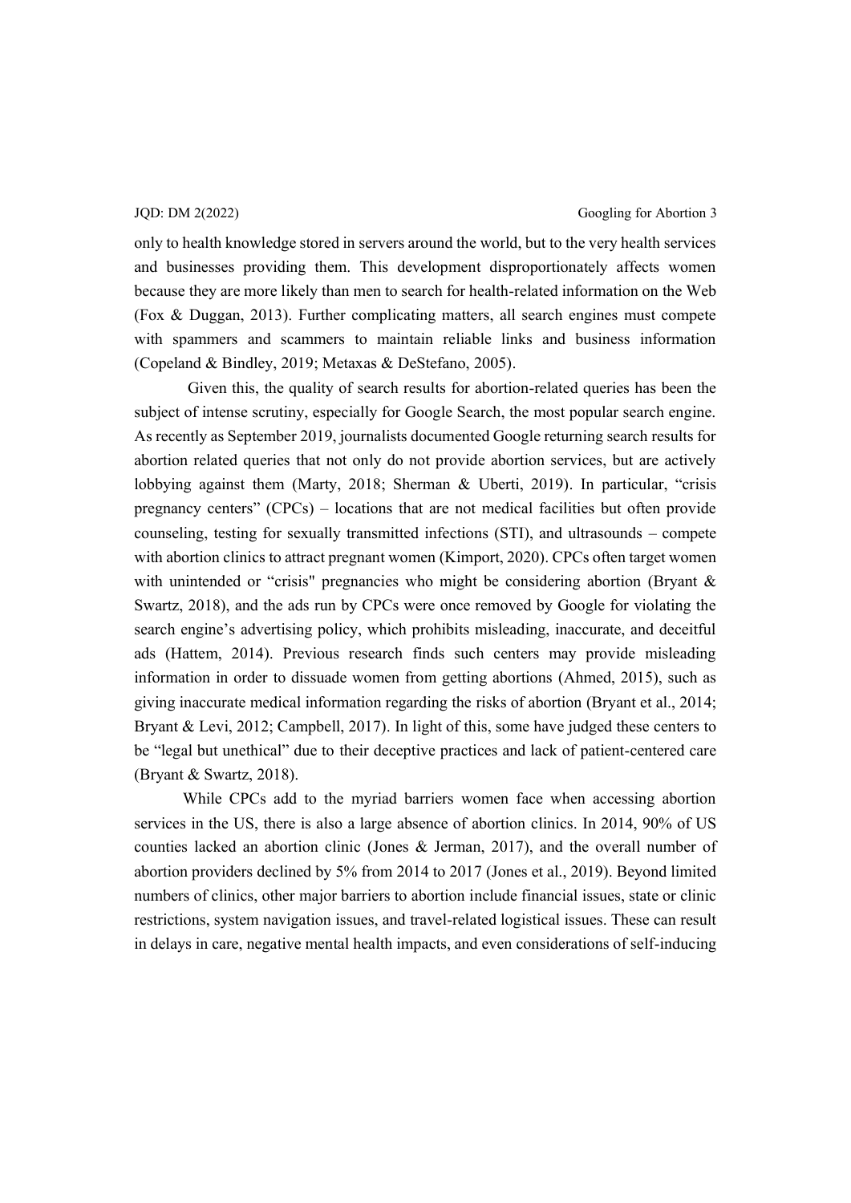only to health knowledge stored in servers around the world, but to the very health services and businesses providing them. This development disproportionately affects women because they are more likely than men to search for health-related information on the Web (Fox & Duggan, 2013). Further complicating matters, all search engines must compete with spammers and scammers to maintain reliable links and business information (Copeland & Bindley, 2019; Metaxas & DeStefano, 2005).

Given this, the quality of search results for abortion-related queries has been the subject of intense scrutiny, especially for Google Search, the most popular search engine. As recently as September 2019, journalists documented Google returning search results for abortion related queries that not only do not provide abortion services, but are actively lobbying against them (Marty, 2018; Sherman & Uberti, 2019). In particular, "crisis pregnancy centers" (CPCs) – locations that are not medical facilities but often provide counseling, testing for sexually transmitted infections (STI), and ultrasounds – compete with abortion clinics to attract pregnant women (Kimport, 2020). CPCs often target women with unintended or "crisis" pregnancies who might be considering abortion (Bryant & Swartz, 2018), and the ads run by CPCs were once removed by Google for violating the search engine's advertising policy, which prohibits misleading, inaccurate, and deceitful ads (Hattem, 2014). Previous research finds such centers may provide misleading information in order to dissuade women from getting abortions (Ahmed, 2015), such as giving inaccurate medical information regarding the risks of abortion (Bryant et al., 2014; Bryant & Levi, 2012; Campbell, 2017). In light of this, some have judged these centers to be "legal but unethical" due to their deceptive practices and lack of patient-centered care (Bryant & Swartz, 2018).

While CPCs add to the myriad barriers women face when accessing abortion services in the US, there is also a large absence of abortion clinics. In 2014, 90% of US counties lacked an abortion clinic (Jones & Jerman, 2017), and the overall number of abortion providers declined by 5% from 2014 to 2017 (Jones et al., 2019). Beyond limited numbers of clinics, other major barriers to abortion include financial issues, state or clinic restrictions, system navigation issues, and travel-related logistical issues. These can result in delays in care, negative mental health impacts, and even considerations of self-inducing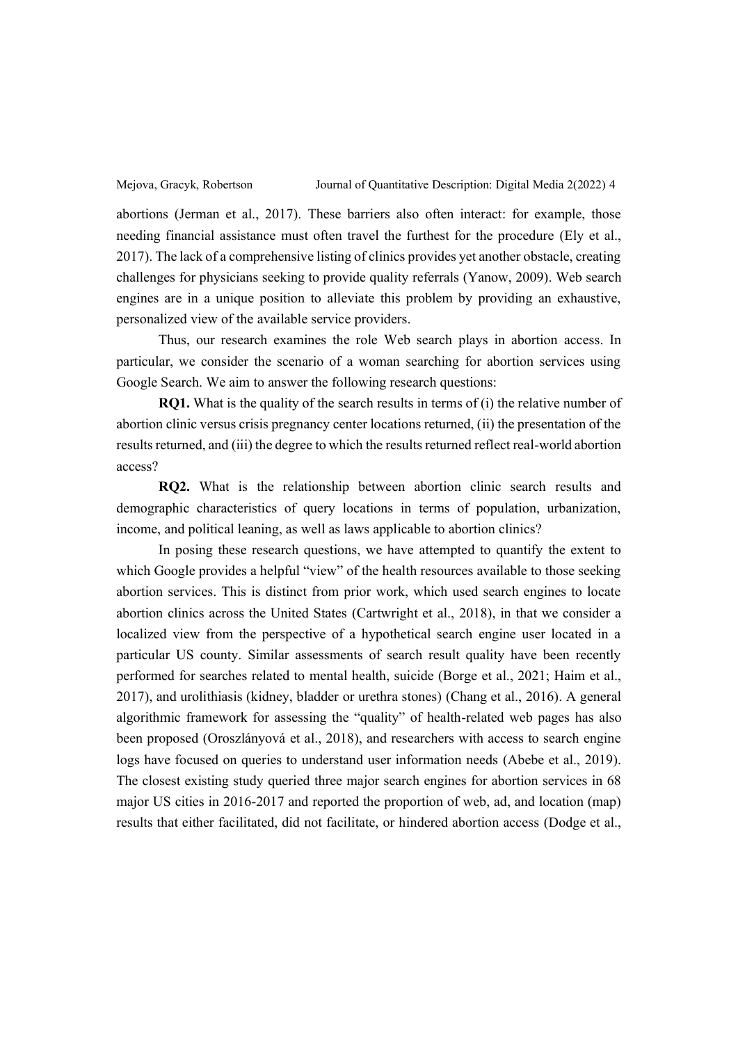abortions (Jerman et al., 2017). These barriers also often interact: for example, those needing financial assistance must often travel the furthest for the procedure (Ely et al., 2017). The lack of a comprehensive listing of clinics provides yet another obstacle, creating challenges for physicians seeking to provide quality referrals (Yanow, 2009). Web search engines are in a unique position to alleviate this problem by providing an exhaustive, personalized view of the available service providers.

Thus, our research examines the role Web search plays in abortion access. In particular, we consider the scenario of a woman searching for abortion services using Google Search. We aim to answer the following research questions:

**RQ1.** What is the quality of the search results in terms of (i) the relative number of abortion clinic versus crisis pregnancy center locations returned, (ii) the presentation of the results returned, and (iii) the degree to which the results returned reflect real-world abortion access?

**RQ2.** What is the relationship between abortion clinic search results and demographic characteristics of query locations in terms of population, urbanization, income, and political leaning, as well as laws applicable to abortion clinics?

In posing these research questions, we have attempted to quantify the extent to which Google provides a helpful "view" of the health resources available to those seeking abortion services. This is distinct from prior work, which used search engines to locate abortion clinics across the United States (Cartwright et al., 2018), in that we consider a localized view from the perspective of a hypothetical search engine user located in a particular US county. Similar assessments of search result quality have been recently performed for searches related to mental health, suicide (Borge et al., 2021; Haim et al., 2017), and urolithiasis (kidney, bladder or urethra stones) (Chang et al., 2016). A general algorithmic framework for assessing the "quality" of health-related web pages has also been proposed (Oroszlányová et al., 2018), and researchers with access to search engine logs have focused on queries to understand user information needs (Abebe et al., 2019). The closest existing study queried three major search engines for abortion services in 68 major US cities in 2016-2017 and reported the proportion of web, ad, and location (map) results that either facilitated, did not facilitate, or hindered abortion access (Dodge et al.,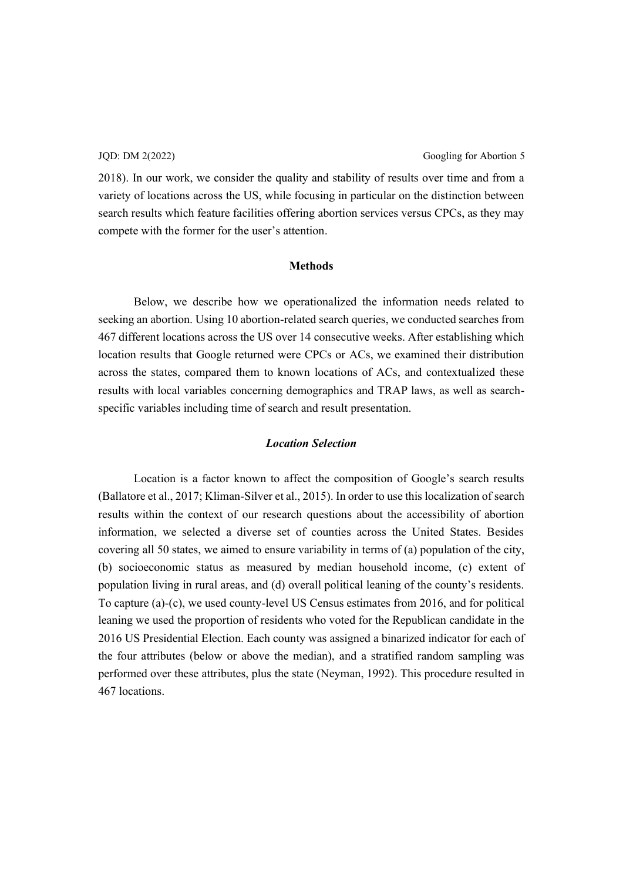2018). In our work, we consider the quality and stability of results over time and from a variety of locations across the US, while focusing in particular on the distinction between search results which feature facilities offering abortion services versus CPCs, as they may compete with the former for the user's attention.

## Methods

Below, we describe how we operationalized the information needs related to seeking an abortion. Using 10 abortion-related search queries, we conducted searches from 467 different locations across the US over 14 consecutive weeks. After establishing which location results that Google returned were CPCs or ACs, we examined their distribution across the states, compared them to known locations of ACs, and contextualized these results with local variables concerning demographics and TRAP laws, as well as search-specific variables including time of search and result presentation.

### *Location Selection*

Location is a factor known to affect the composition of Google's search results (Ballatore et al., 2017; Kliman-Silver et al., 2015). In order to use this localization of search results within the context of our research questions about the accessibility of abortion information, we selected a diverse set of counties across the United States. Besides covering all 50 states, we aimed to ensure variability in terms of (a) population of the city, (b) socioeconomic status as measured by median household income, (c) extent of population living in rural areas, and (d) overall political leaning of the county's residents. To capture (a)-(c), we used county-level US Census estimates from 2016, and for political leaning we used the proportion of residents who voted for the Republican candidate in the 2016 US Presidential Election. Each county was assigned a binarized indicator for each of the four attributes (below or above the median), and a stratified random sampling was performed over these attributes, plus the state (Neyman, 1992). This procedure resulted in 467 locations.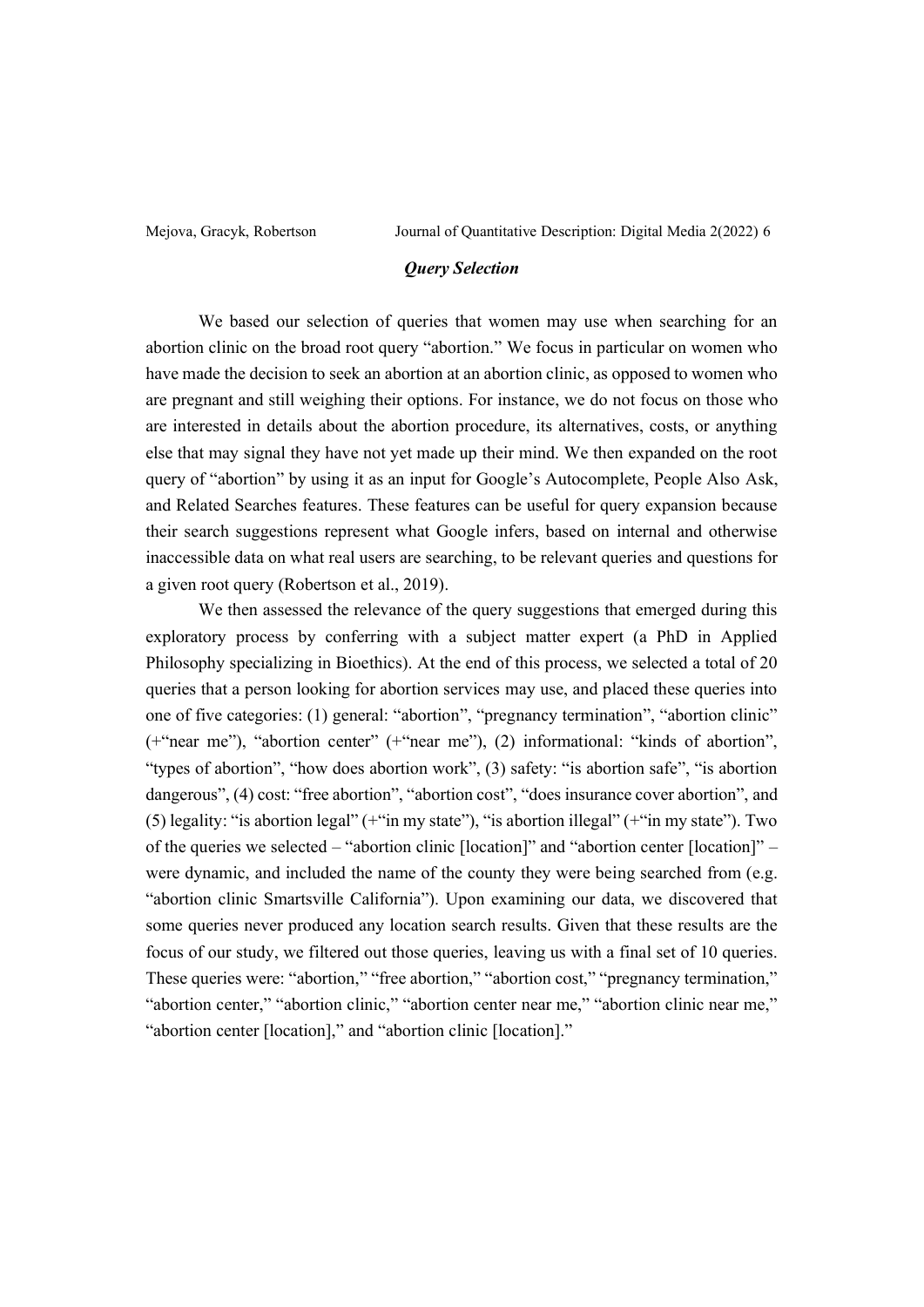### *Query Selection*

We based our selection of queries that women may use when searching for an abortion clinic on the broad root query "abortion." We focus in particular on women who have made the decision to seek an abortion at an abortion clinic, as opposed to women who are pregnant and still weighing their options. For instance, we do not focus on those who are interested in details about the abortion procedure, its alternatives, costs, or anything else that may signal they have not yet made up their mind. We then expanded on the root query of "abortion" by using it as an input for Google's Autocomplete, People Also Ask, and Related Searches features. These features can be useful for query expansion because their search suggestions represent what Google infers, based on internal and otherwise inaccessible data on what real users are searching, to be relevant queries and questions for a given root query (Robertson et al., 2019).

We then assessed the relevance of the query suggestions that emerged during this exploratory process by conferring with a subject matter expert (a PhD in Applied Philosophy specializing in Bioethics). At the end of this process, we selected a total of 20 queries that a person looking for abortion services may use, and placed these queries into one of five categories: (1) general: "abortion", "pregnancy termination", "abortion clinic" (+"near me"), "abortion center" (+"near me"), (2) informational: "kinds of abortion", "types of abortion", "how does abortion work", (3) safety: "is abortion safe", "is abortion dangerous", (4) cost: "free abortion", "abortion cost", "does insurance cover abortion", and (5) legality: "is abortion legal" (+"in my state"), "is abortion illegal" (+"in my state"). Two of the queries we selected – "abortion clinic [location]" and "abortion center [location]" – were dynamic, and included the name of the county they were being searched from (e.g. "abortion clinic Smartsville California"). Upon examining our data, we discovered that some queries never produced any location search results. Given that these results are the focus of our study, we filtered out those queries, leaving us with a final set of 10 queries. These queries were: "abortion," "free abortion," "abortion cost," "pregnancy termination," "abortion center," "abortion clinic," "abortion center near me," "abortion clinic near me," "abortion center [location]," and "abortion clinic [location]."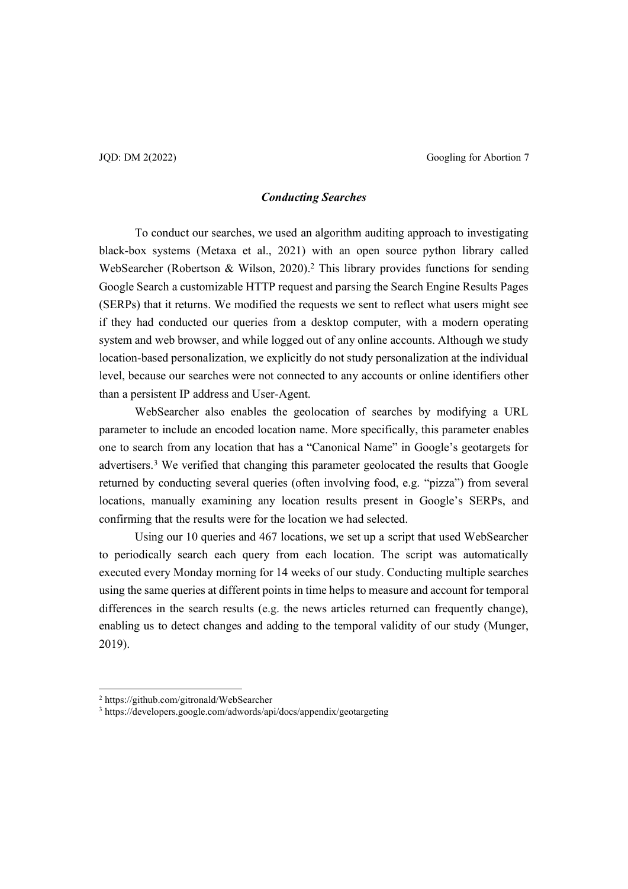### *Conducting Searches*

To conduct our searches, we used an algorithm auditing approach to investigating black-box systems (Metaxa et al., 2021) with an open source python library called WebSearcher (Robertson & Wilson, 2020).[2] This library provides functions for sending Google Search a customizable HTTP request and parsing the Search Engine Results Pages (SERPs) that it returns. We modified the requests we sent to reflect what users might see if they had conducted our queries from a desktop computer, with a modern operating system and web browser, and while logged out of any online accounts. Although we study location-based personalization, we explicitly do not study personalization at the individual level, because our searches were not connected to any accounts or online identifiers other than a persistent IP address and User-Agent.

WebSearcher also enables the geolocation of searches by modifying a URL parameter to include an encoded location name. More specifically, this parameter enables one to search from any location that has a "Canonical Name" in Google's geotargets for advertisers.[3] We verified that changing this parameter geolocated the results that Google returned by conducting several queries (often involving food, e.g. "pizza") from several locations, manually examining any location results present in Google's SERPs, and confirming that the results were for the location we had selected.

Using our 10 queries and 467 locations, we set up a script that used WebSearcher to periodically search each query from each location. The script was automatically executed every Monday morning for 14 weeks of our study. Conducting multiple searches using the same queries at different points in time helps to measure and account for temporal differences in the search results (e.g. the news articles returned can frequently change), enabling us to detect changes and adding to the temporal validity of our study (Munger, 2019).

---

[2] https://github.com/gitronald/WebSearcher

[3] https://developers.google.com/adwords/api/docs/appendix/geotargeting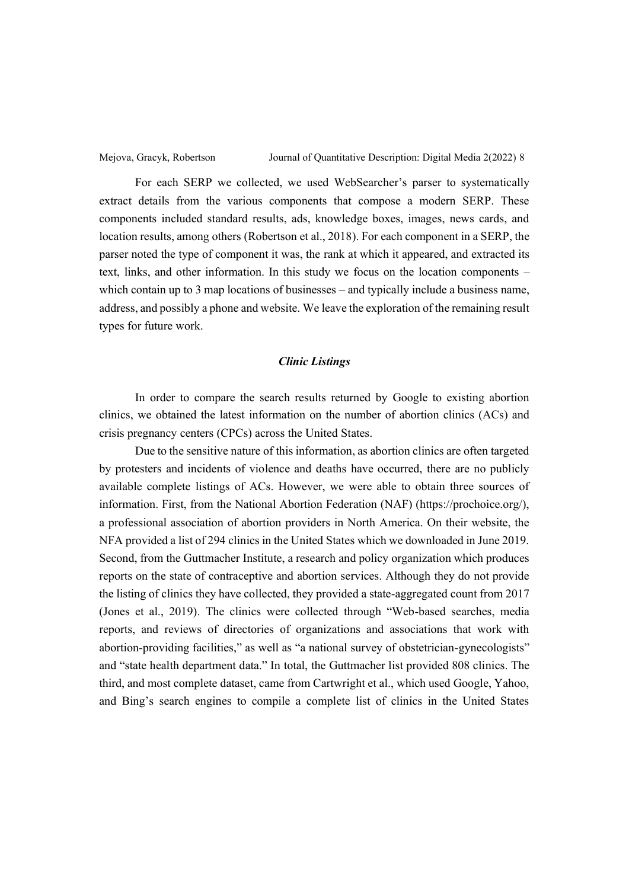For each SERP we collected, we used WebSearcher's parser to systematically extract details from the various components that compose a modern SERP. These components included standard results, ads, knowledge boxes, images, news cards, and location results, among others (Robertson et al., 2018). For each component in a SERP, the parser noted the type of component it was, the rank at which it appeared, and extracted its text, links, and other information. In this study we focus on the location components – which contain up to 3 map locations of businesses – and typically include a business name, address, and possibly a phone and website. We leave the exploration of the remaining result types for future work.

### *Clinic Listings*

In order to compare the search results returned by Google to existing abortion clinics, we obtained the latest information on the number of abortion clinics (ACs) and crisis pregnancy centers (CPCs) across the United States.

Due to the sensitive nature of this information, as abortion clinics are often targeted by protesters and incidents of violence and deaths have occurred, there are no publicly available complete listings of ACs. However, we were able to obtain three sources of information. First, from the National Abortion Federation (NAF) (https://prochoice.org/), a professional association of abortion providers in North America. On their website, the NFA provided a list of 294 clinics in the United States which we downloaded in June 2019. Second, from the Guttmacher Institute, a research and policy organization which produces reports on the state of contraceptive and abortion services. Although they do not provide the listing of clinics they have collected, they provided a state-aggregated count from 2017 (Jones et al., 2019). The clinics were collected through "Web-based searches, media reports, and reviews of directories of organizations and associations that work with abortion-providing facilities," as well as "a national survey of obstetrician-gynecologists" and "state health department data." In total, the Guttmacher list provided 808 clinics. The third, and most complete dataset, came from Cartwright et al., which used Google, Yahoo, and Bing's search engines to compile a complete list of clinics in the United States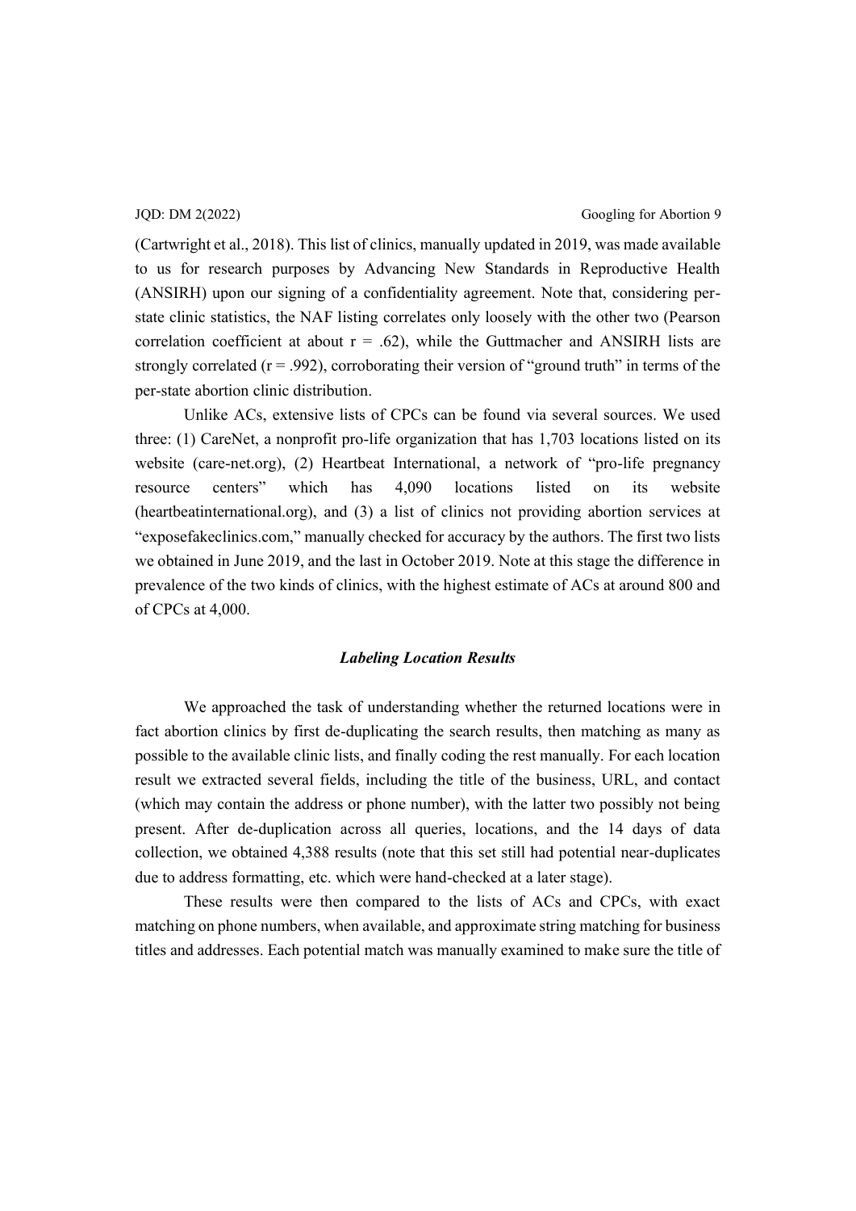(Cartwright et al., 2018). This list of clinics, manually updated in 2019, was made available to us for research purposes by Advancing New Standards in Reproductive Health (ANSIRH) upon our signing of a confidentiality agreement. Note that, considering per-state clinic statistics, the NAF listing correlates only loosely with the other two (Pearson correlation coefficient at about $r = .62$), while the Guttmacher and ANSIRH lists are strongly correlated ($r = .992$), corroborating their version of "ground truth" in terms of the per-state abortion clinic distribution.

Unlike ACs, extensive lists of CPCs can be found via several sources. We used three: (1) CareNet, a nonprofit pro-life organization that has 1,703 locations listed on its website (care-net.org), (2) Heartbeat International, a network of "pro-life pregnancy resource centers" which has 4,090 locations listed on its website (heartbeatinternational.org), and (3) a list of clinics not providing abortion services at "exposefakeclinics.com," manually checked for accuracy by the authors. The first two lists we obtained in June 2019, and the last in October 2019. Note at this stage the difference in prevalence of the two kinds of clinics, with the highest estimate of ACs at around 800 and of CPCs at 4,000.

### *Labeling Location Results*

We approached the task of understanding whether the returned locations were in fact abortion clinics by first de-duplicating the search results, then matching as many as possible to the available clinic lists, and finally coding the rest manually. For each location result we extracted several fields, including the title of the business, URL, and contact (which may contain the address or phone number), with the latter two possibly not being present. After de-duplication across all queries, locations, and the 14 days of data collection, we obtained 4,388 results (note that this set still had potential near-duplicates due to address formatting, etc. which were hand-checked at a later stage).

These results were then compared to the lists of ACs and CPCs, with exact matching on phone numbers, when available, and approximate string matching for business titles and addresses. Each potential match was manually examined to make sure the title of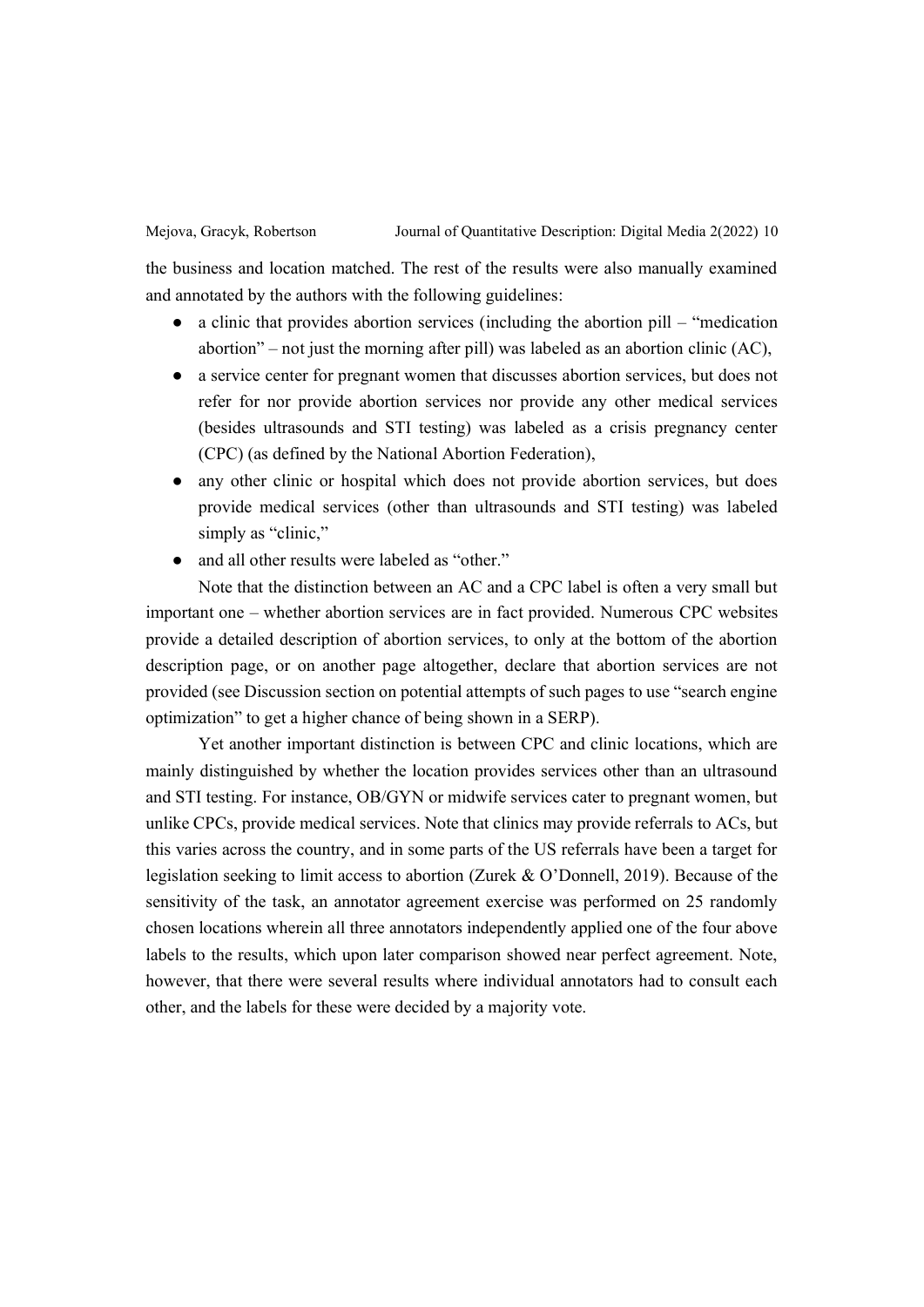the business and location matched. The rest of the results were also manually examined and annotated by the authors with the following guidelines:

- a clinic that provides abortion services (including the abortion pill – "medication abortion" – not just the morning after pill) was labeled as an abortion clinic (AC),
- a service center for pregnant women that discusses abortion services, but does not refer for nor provide abortion services nor provide any other medical services (besides ultrasounds and STI testing) was labeled as a crisis pregnancy center (CPC) (as defined by the National Abortion Federation),
- any other clinic or hospital which does not provide abortion services, but does provide medical services (other than ultrasounds and STI testing) was labeled simply as "clinic,"
- and all other results were labeled as "other."

Note that the distinction between an AC and a CPC label is often a very small but important one – whether abortion services are in fact provided. Numerous CPC websites provide a detailed description of abortion services, to only at the bottom of the abortion description page, or on another page altogether, declare that abortion services are not provided (see Discussion section on potential attempts of such pages to use "search engine optimization" to get a higher chance of being shown in a SERP).

Yet another important distinction is between CPC and clinic locations, which are mainly distinguished by whether the location provides services other than an ultrasound and STI testing. For instance, OB/GYN or midwife services cater to pregnant women, but unlike CPCs, provide medical services. Note that clinics may provide referrals to ACs, but this varies across the country, and in some parts of the US referrals have been a target for legislation seeking to limit access to abortion (Zurek & O'Donnell, 2019). Because of the sensitivity of the task, an annotator agreement exercise was performed on 25 randomly chosen locations wherein all three annotators independently applied one of the four above labels to the results, which upon later comparison showed near perfect agreement. Note, however, that there were several results where individual annotators had to consult each other, and the labels for these were decided by a majority vote.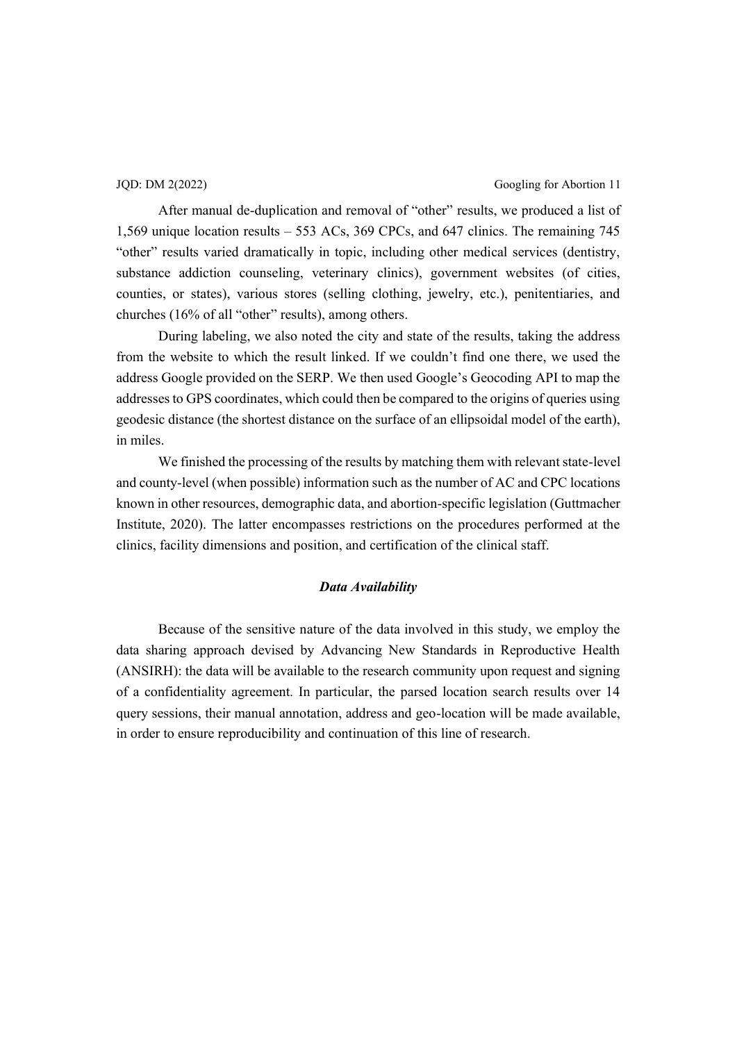After manual de-duplication and removal of "other" results, we produced a list of 1,569 unique location results – 553 ACs, 369 CPCs, and 647 clinics. The remaining 745 "other" results varied dramatically in topic, including other medical services (dentistry, substance addiction counseling, veterinary clinics), government websites (of cities, counties, or states), various stores (selling clothing, jewelry, etc.), penitentiaries, and churches (16% of all "other" results), among others.

During labeling, we also noted the city and state of the results, taking the address from the website to which the result linked. If we couldn't find one there, we used the address Google provided on the SERP. We then used Google's Geocoding API to map the addresses to GPS coordinates, which could then be compared to the origins of queries using geodesic distance (the shortest distance on the surface of an ellipsoidal model of the earth), in miles.

We finished the processing of the results by matching them with relevant state-level and county-level (when possible) information such as the number of AC and CPC locations known in other resources, demographic data, and abortion-specific legislation (Guttmacher Institute, 2020). The latter encompasses restrictions on the procedures performed at the clinics, facility dimensions and position, and certification of the clinical staff.

### *Data Availability*

Because of the sensitive nature of the data involved in this study, we employ the data sharing approach devised by Advancing New Standards in Reproductive Health (ANSIRH): the data will be available to the research community upon request and signing of a confidentiality agreement. In particular, the parsed location search results over 14 query sessions, their manual annotation, address and geo-location will be made available, in order to ensure reproducibility and continuation of this line of research.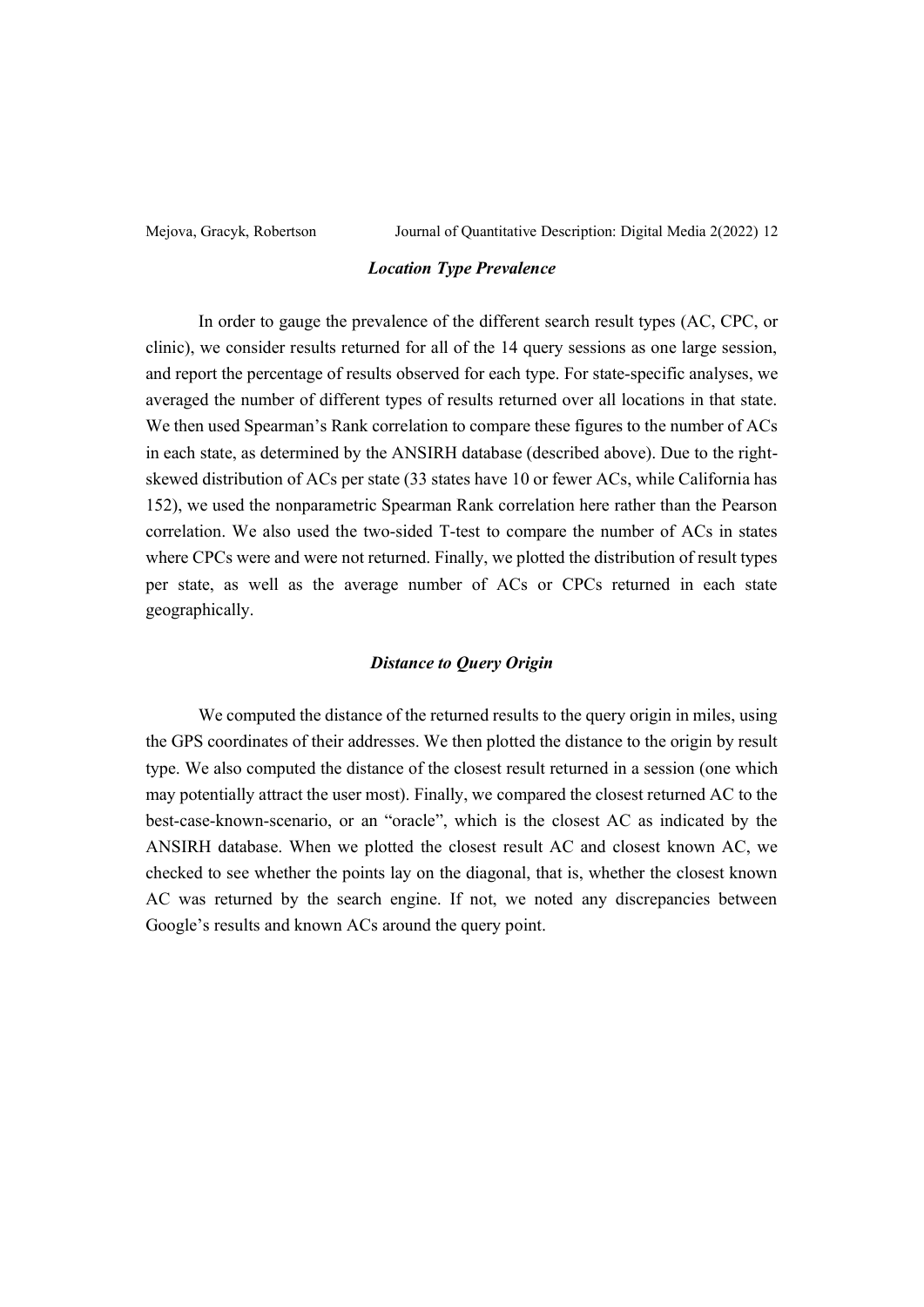### *Location Type Prevalence*

In order to gauge the prevalence of the different search result types (AC, CPC, or clinic), we consider results returned for all of the 14 query sessions as one large session, and report the percentage of results observed for each type. For state-specific analyses, we averaged the number of different types of results returned over all locations in that state. We then used Spearman's Rank correlation to compare these figures to the number of ACs in each state, as determined by the ANSIRH database (described above). Due to the right-skewed distribution of ACs per state (33 states have 10 or fewer ACs, while California has 152), we used the nonparametric Spearman Rank correlation here rather than the Pearson correlation. We also used the two-sided T-test to compare the number of ACs in states where CPCs were and were not returned. Finally, we plotted the distribution of result types per state, as well as the average number of ACs or CPCs returned in each state geographically.

### *Distance to Query Origin*

We computed the distance of the returned results to the query origin in miles, using the GPS coordinates of their addresses. We then plotted the distance to the origin by result type. We also computed the distance of the closest result returned in a session (one which may potentially attract the user most). Finally, we compared the closest returned AC to the best-case-known-scenario, or an "oracle", which is the closest AC as indicated by the ANSIRH database. When we plotted the closest result AC and closest known AC, we checked to see whether the points lay on the diagonal, that is, whether the closest known AC was returned by the search engine. If not, we noted any discrepancies between Google's results and known ACs around the query point.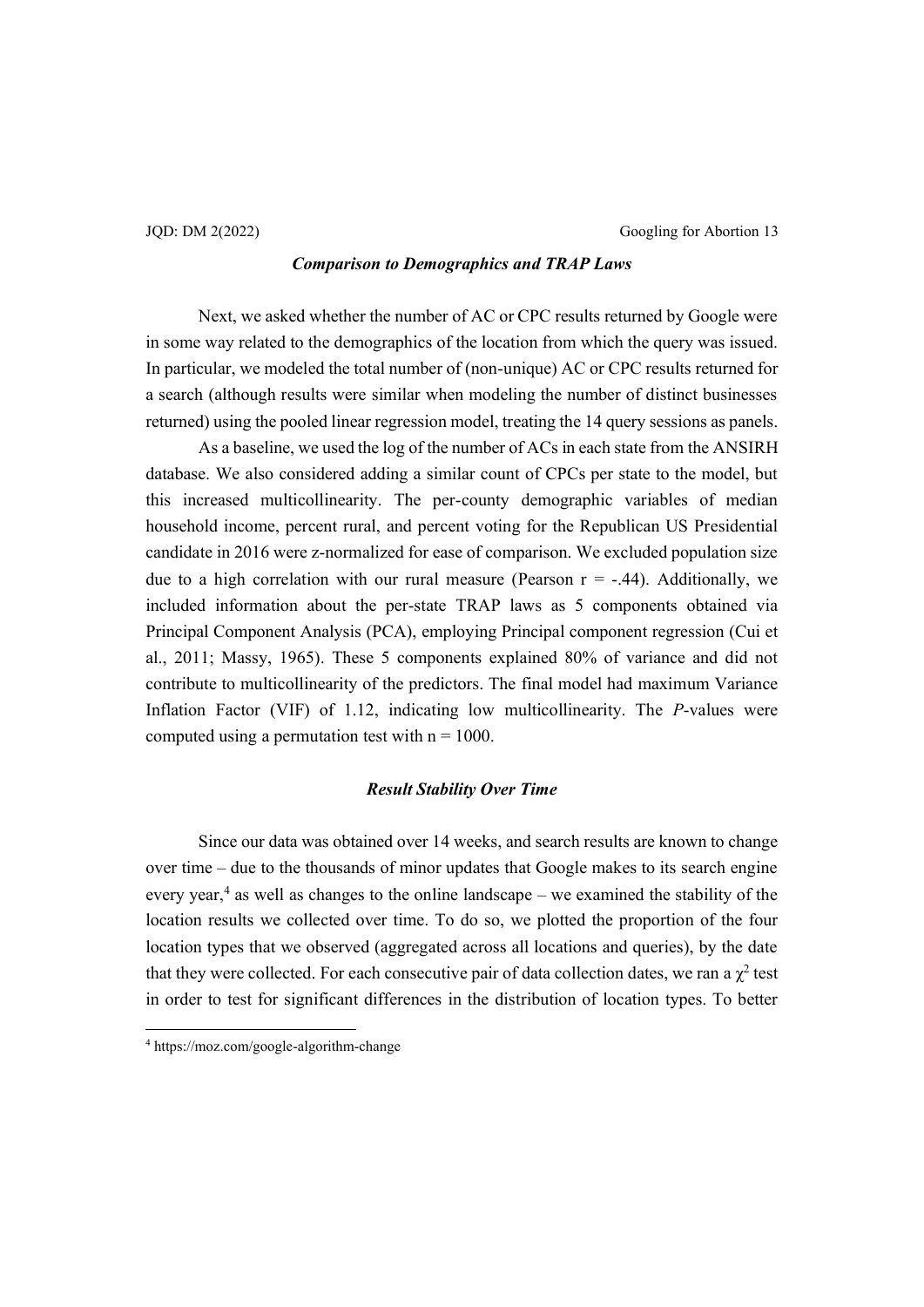### *Comparison to Demographics and TRAP Laws*

Next, we asked whether the number of AC or CPC results returned by Google were in some way related to the demographics of the location from which the query was issued. In particular, we modeled the total number of (non-unique) AC or CPC results returned for a search (although results were similar when modeling the number of distinct businesses returned) using the pooled linear regression model, treating the 14 query sessions as panels.

As a baseline, we used the log of the number of ACs in each state from the ANSIRH database. We also considered adding a similar count of CPCs per state to the model, but this increased multicollinearity. The per-county demographic variables of median household income, percent rural, and percent voting for the Republican US Presidential candidate in 2016 were z-normalized for ease of comparison. We excluded population size due to a high correlation with our rural measure (Pearson $r = -.44$). Additionally, we included information about the per-state TRAP laws as 5 components obtained via Principal Component Analysis (PCA), employing Principal component regression (Cui et al., 2011; Massy, 1965). These 5 components explained 80% of variance and did not contribute to multicollinearity of the predictors. The final model had maximum Variance Inflation Factor (VIF) of 1.12, indicating low multicollinearity. The *P*-values were computed using a permutation test with $n = 1000$.

### *Result Stability Over Time*

Since our data was obtained over 14 weeks, and search results are known to change over time – due to the thousands of minor updates that Google makes to its search engine every year,[4] as well as changes to the online landscape – we examined the stability of the location results we collected over time. To do so, we plotted the proportion of the four location types that we observed (aggregated across all locations and queries), by the date that they were collected. For each consecutive pair of data collection dates, we ran a $\chi^2$ test in order to test for significant differences in the distribution of location types. To better

[4] https://moz.com/google-algorithm-change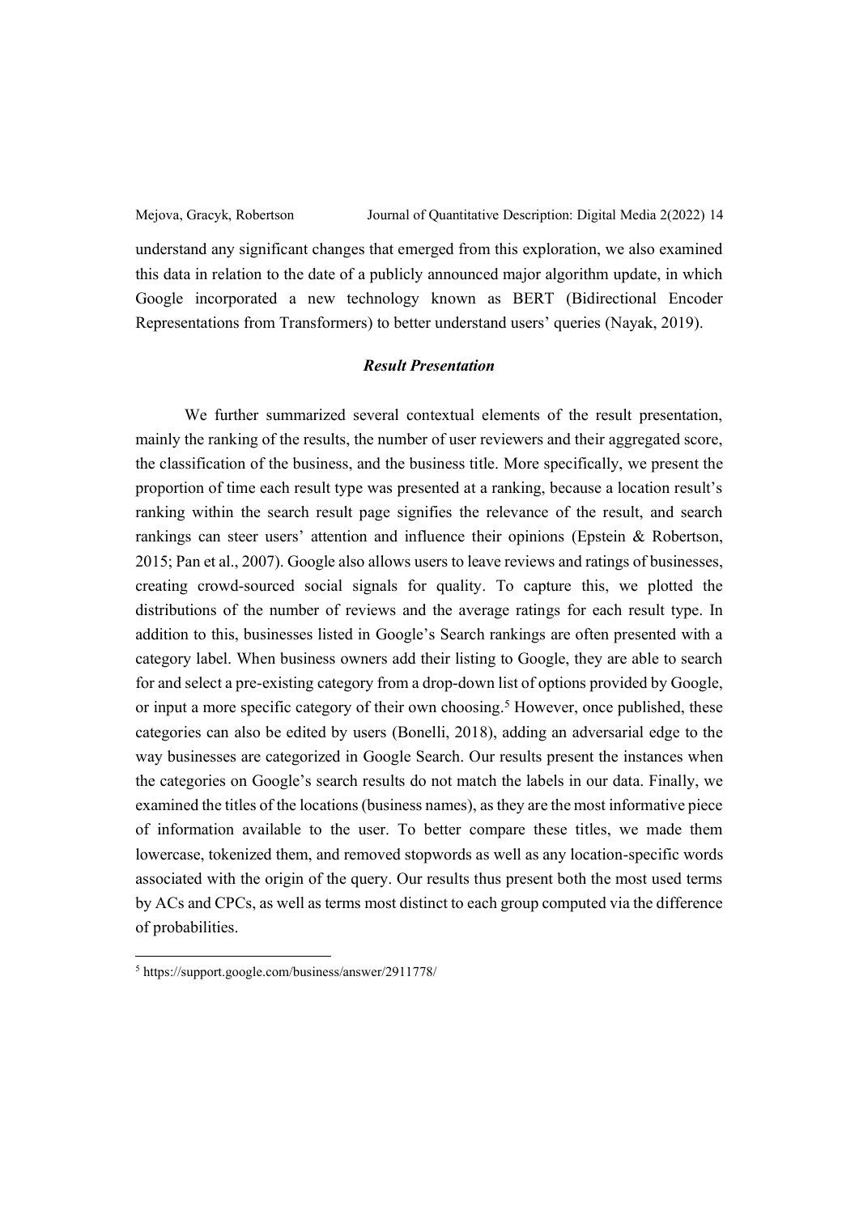understand any significant changes that emerged from this exploration, we also examined this data in relation to the date of a publicly announced major algorithm update, in which Google incorporated a new technology known as BERT (Bidirectional Encoder Representations from Transformers) to better understand users' queries (Nayak, 2019).

### *Result Presentation*

We further summarized several contextual elements of the result presentation, mainly the ranking of the results, the number of user reviewers and their aggregated score, the classification of the business, and the business title. More specifically, we present the proportion of time each result type was presented at a ranking, because a location result's ranking within the search result page signifies the relevance of the result, and search rankings can steer users' attention and influence their opinions (Epstein & Robertson, 2015; Pan et al., 2007). Google also allows users to leave reviews and ratings of businesses, creating crowd-sourced social signals for quality. To capture this, we plotted the distributions of the number of reviews and the average ratings for each result type. In addition to this, businesses listed in Google's Search rankings are often presented with a category label. When business owners add their listing to Google, they are able to search for and select a pre-existing category from a drop-down list of options provided by Google, or input a more specific category of their own choosing.[5] However, once published, these categories can also be edited by users (Bonelli, 2018), adding an adversarial edge to the way businesses are categorized in Google Search. Our results present the instances when the categories on Google's search results do not match the labels in our data. Finally, we examined the titles of the locations (business names), as they are the most informative piece of information available to the user. To better compare these titles, we made them lowercase, tokenized them, and removed stopwords as well as any location-specific words associated with the origin of the query. Our results thus present both the most used terms by ACs and CPCs, as well as terms most distinct to each group computed via the difference of probabilities.

[5] https://support.google.com/business/answer/2911778/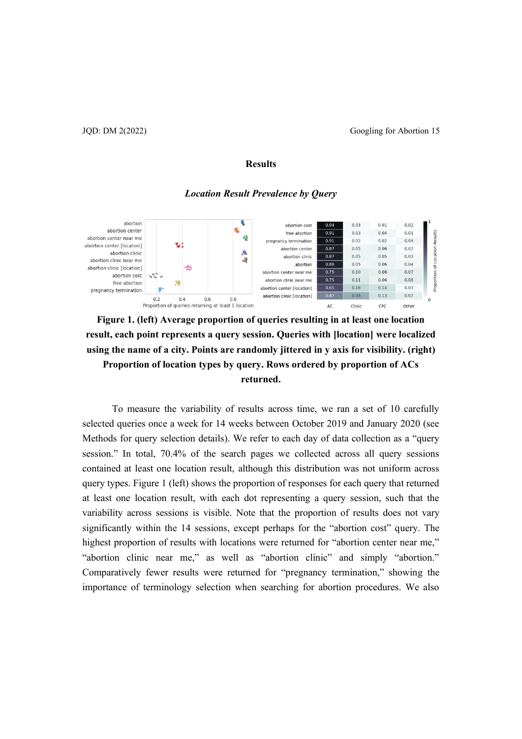## Results

### *Location Result Prevalence by Query*

| | AC | Clinic | CPC | Other |
|---|---|---|---|---|
| abortion cost | 0.94 | 0.03 | 0.01 | 0.02 |
| free abortion | 0.91 | 0.03 | 0.04 | 0.01 |
| pregnancy termination | 0.91 | 0.02 | 0.02 | 0.04 |
| abortion center | 0.87 | 0.05 | 0.06 | 0.02 |
| abortion clinic | 0.87 | 0.05 | 0.05 | 0.03 |
| abortion | 0.86 | 0.05 | 0.06 | 0.04 |
| abortion center near me | 0.75 | 0.10 | 0.08 | 0.07 |
| abortion clinic near me | 0.75 | 0.11 | 0.06 | 0.08 |
| abortion center [location] | 0.65 | 0.18 | 0.14 | 0.03 |
| abortion clinic [location] | 0.47 | 0.33 | 0.13 | 0.07 |

**Figure 1. (left) Average proportion of queries resulting in at least one location result, each point represents a query session. Queries with [location] were localized using the name of a city. Points are randomly jittered in y axis for visibility. (right) Proportion of location types by query. Rows ordered by proportion of ACs returned.**

To measure the variability of results across time, we ran a set of 10 carefully selected queries once a week for 14 weeks between October 2019 and January 2020 (see Methods for query selection details). We refer to each day of data collection as a "query session." In total, 70.4% of the search pages we collected across all query sessions contained at least one location result, although this distribution was not uniform across query types. Figure 1 (left) shows the proportion of responses for each query that returned at least one location result, with each dot representing a query session, such that the variability across sessions is visible. Note that the proportion of results does not vary significantly within the 14 sessions, except perhaps for the "abortion cost" query. The highest proportion of results with locations were returned for "abortion center near me," "abortion clinic near me," as well as "abortion clinic" and simply "abortion." Comparatively fewer results were returned for "pregnancy termination," showing the importance of terminology selection when searching for abortion procedures. We also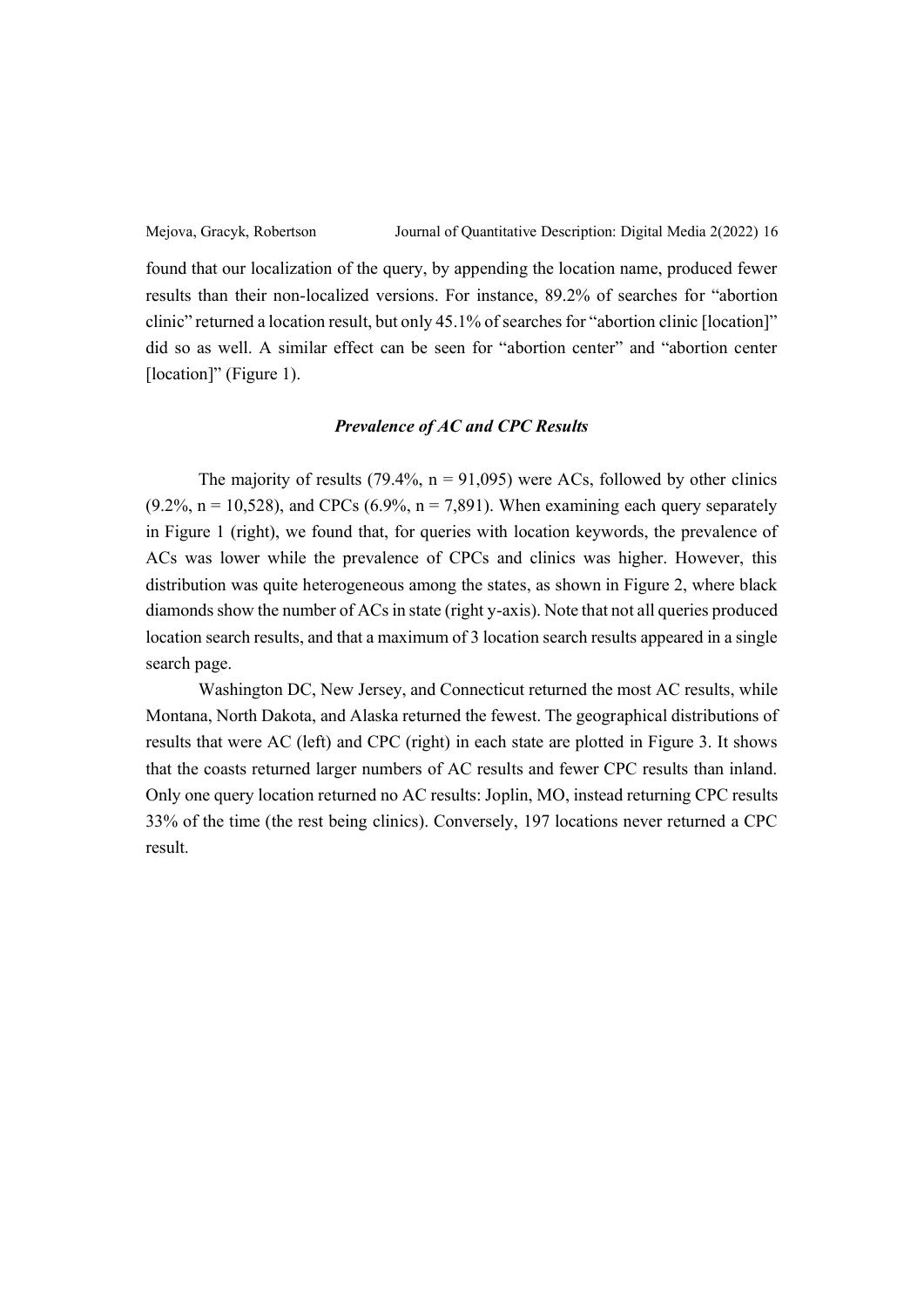found that our localization of the query, by appending the location name, produced fewer results than their non-localized versions. For instance, 89.2% of searches for "abortion clinic" returned a location result, but only 45.1% of searches for "abortion clinic [location]" did so as well. A similar effect can be seen for "abortion center" and "abortion center [location]" (Figure 1).

### *Prevalence of AC and CPC Results*

The majority of results (79.4%, n = 91,095) were ACs, followed by other clinics (9.2%, n = 10,528), and CPCs (6.9%, n = 7,891). When examining each query separately in Figure 1 (right), we found that, for queries with location keywords, the prevalence of ACs was lower while the prevalence of CPCs and clinics was higher. However, this distribution was quite heterogeneous among the states, as shown in Figure 2, where black diamonds show the number of ACs in state (right y-axis). Note that not all queries produced location search results, and that a maximum of 3 location search results appeared in a single search page.

Washington DC, New Jersey, and Connecticut returned the most AC results, while Montana, North Dakota, and Alaska returned the fewest. The geographical distributions of results that were AC (left) and CPC (right) in each state are plotted in Figure 3. It shows that the coasts returned larger numbers of AC results and fewer CPC results than inland. Only one query location returned no AC results: Joplin, MO, instead returning CPC results 33% of the time (the rest being clinics). Conversely, 197 locations never returned a CPC result.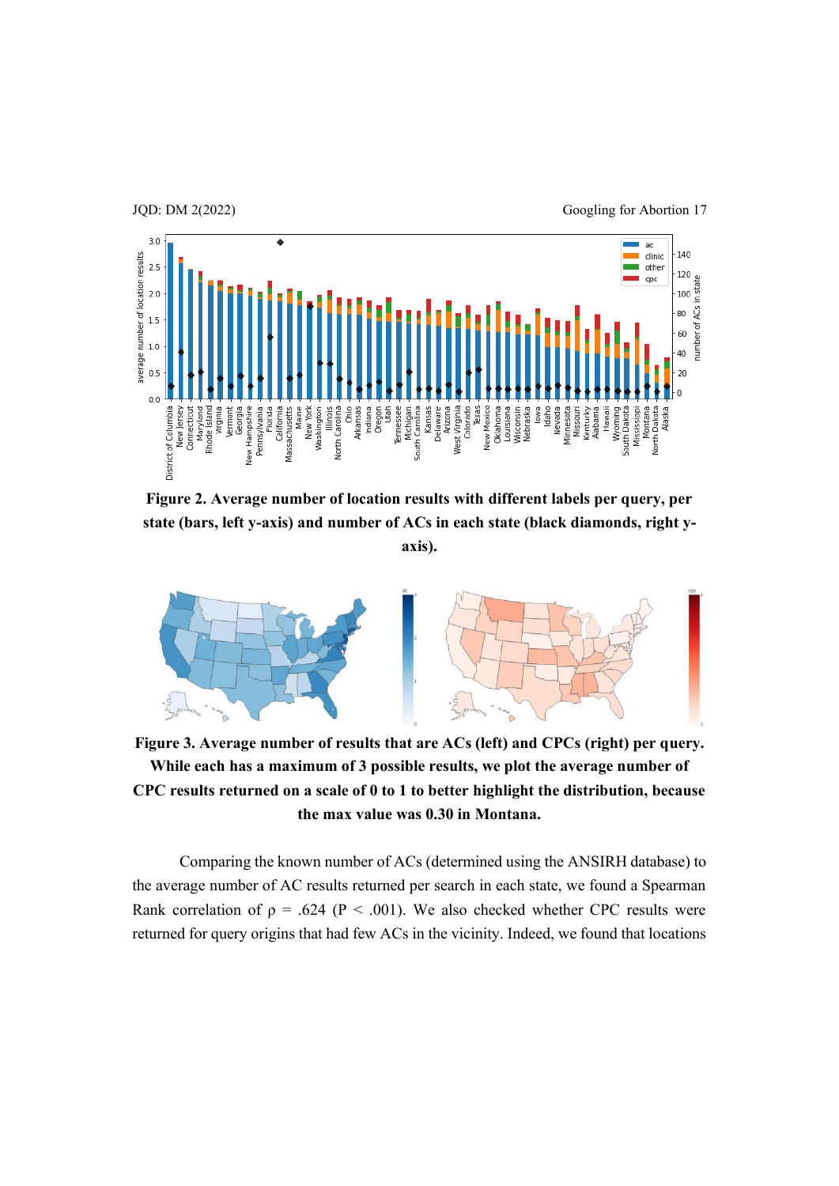**Figure 2. Average number of location results with different labels per query, per state (bars, left y-axis) and number of ACs in each state (black diamonds, right y-axis).**

**Figure 3. Average number of results that are ACs (left) and CPCs (right) per query. While each has a maximum of 3 possible results, we plot the average number of CPC results returned on a scale of 0 to 1 to better highlight the distribution, because the max value was 0.30 in Montana.**

Comparing the known number of ACs (determined using the ANSIRH database) to the average number of AC results returned per search in each state, we found a Spearman Rank correlation of $\rho$ = .624 ($P < .001$). We also checked whether CPC results were returned for query origins that had few ACs in the vicinity. Indeed, we found that locations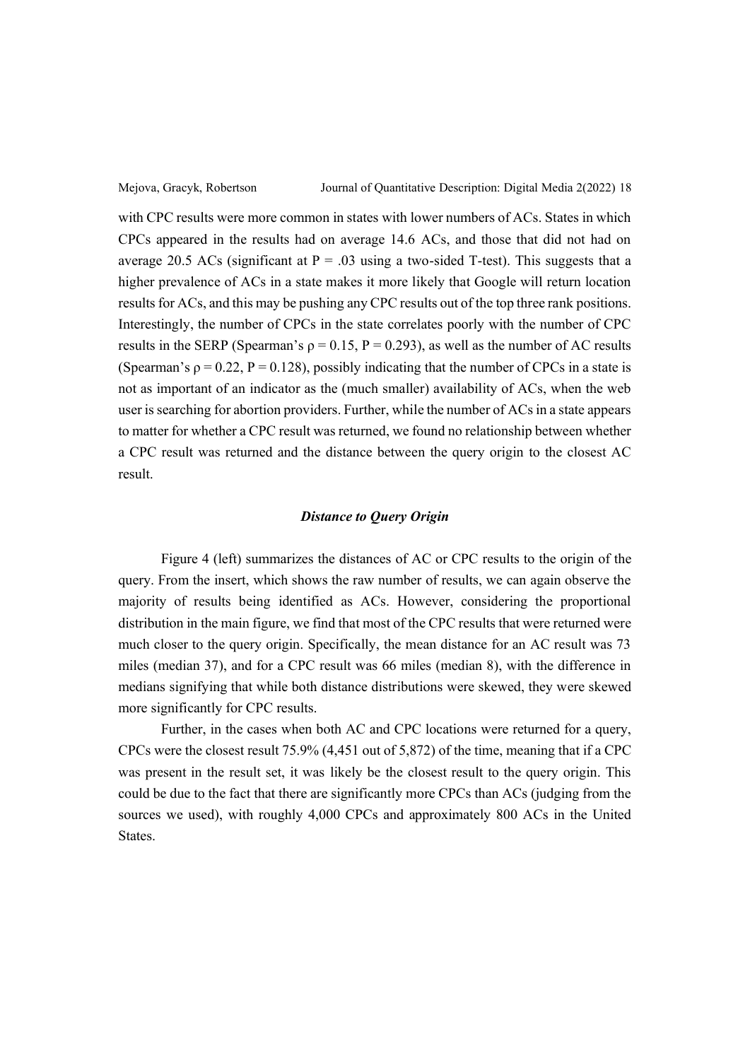with CPC results were more common in states with lower numbers of ACs. States in which CPCs appeared in the results had on average 14.6 ACs, and those that did not had on average 20.5 ACs (significant at $P = .03$ using a two-sided T-test). This suggests that a higher prevalence of ACs in a state makes it more likely that Google will return location results for ACs, and this may be pushing any CPC results out of the top three rank positions. Interestingly, the number of CPCs in the state correlates poorly with the number of CPC results in the SERP (Spearman's $\rho = 0.15$, $P = 0.293$), as well as the number of AC results (Spearman's $\rho = 0.22$, $P = 0.128$), possibly indicating that the number of CPCs in a state is not as important of an indicator as the (much smaller) availability of ACs, when the web user is searching for abortion providers. Further, while the number of ACs in a state appears to matter for whether a CPC result was returned, we found no relationship between whether a CPC result was returned and the distance between the query origin to the closest AC result.

### *Distance to Query Origin*

Figure 4 (left) summarizes the distances of AC or CPC results to the origin of the query. From the insert, which shows the raw number of results, we can again observe the majority of results being identified as ACs. However, considering the proportional distribution in the main figure, we find that most of the CPC results that were returned were much closer to the query origin. Specifically, the mean distance for an AC result was 73 miles (median 37), and for a CPC result was 66 miles (median 8), with the difference in medians signifying that while both distance distributions were skewed, they were skewed more significantly for CPC results.

Further, in the cases when both AC and CPC locations were returned for a query, CPCs were the closest result 75.9% (4,451 out of 5,872) of the time, meaning that if a CPC was present in the result set, it was likely be the closest result to the query origin. This could be due to the fact that there are significantly more CPCs than ACs (judging from the sources we used), with roughly 4,000 CPCs and approximately 800 ACs in the United States.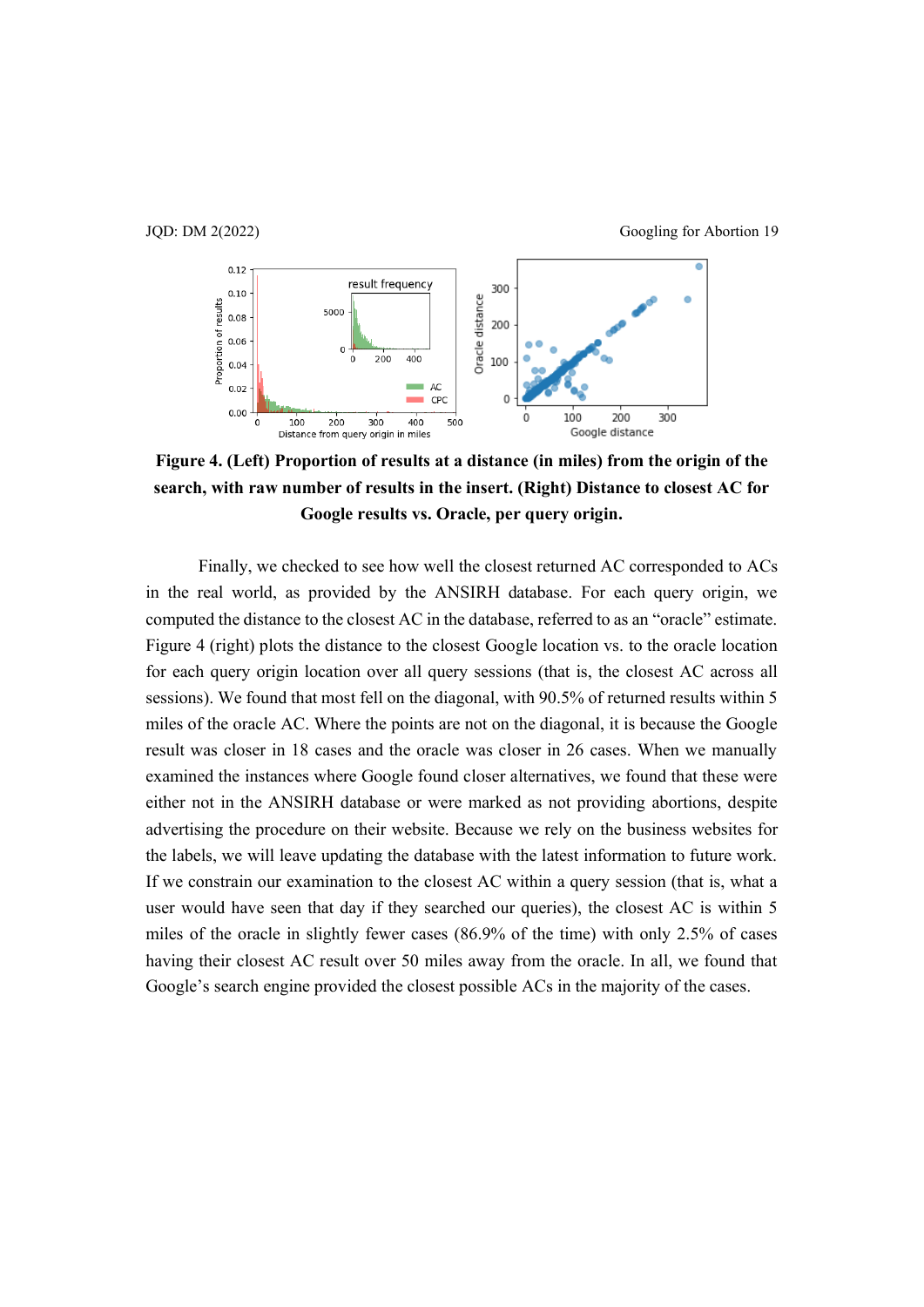**Figure 4. (Left) Proportion of results at a distance (in miles) from the origin of the search, with raw number of results in the insert. (Right) Distance to closest AC for Google results vs. Oracle, per query origin.**

Finally, we checked to see how well the closest returned AC corresponded to ACs in the real world, as provided by the ANSIRH database. For each query origin, we computed the distance to the closest AC in the database, referred to as an "oracle" estimate. Figure 4 (right) plots the distance to the closest Google location vs. to the oracle location for each query origin location over all query sessions (that is, the closest AC across all sessions). We found that most fell on the diagonal, with 90.5% of returned results within 5 miles of the oracle AC. Where the points are not on the diagonal, it is because the Google result was closer in 18 cases and the oracle was closer in 26 cases. When we manually examined the instances where Google found closer alternatives, we found that these were either not in the ANSIRH database or were marked as not providing abortions, despite advertising the procedure on their website. Because we rely on the business websites for the labels, we will leave updating the database with the latest information to future work. If we constrain our examination to the closest AC within a query session (that is, what a user would have seen that day if they searched our queries), the closest AC is within 5 miles of the oracle in slightly fewer cases (86.9% of the time) with only 2.5% of cases having their closest AC result over 50 miles away from the oracle. In all, we found that Google's search engine provided the closest possible ACs in the majority of the cases.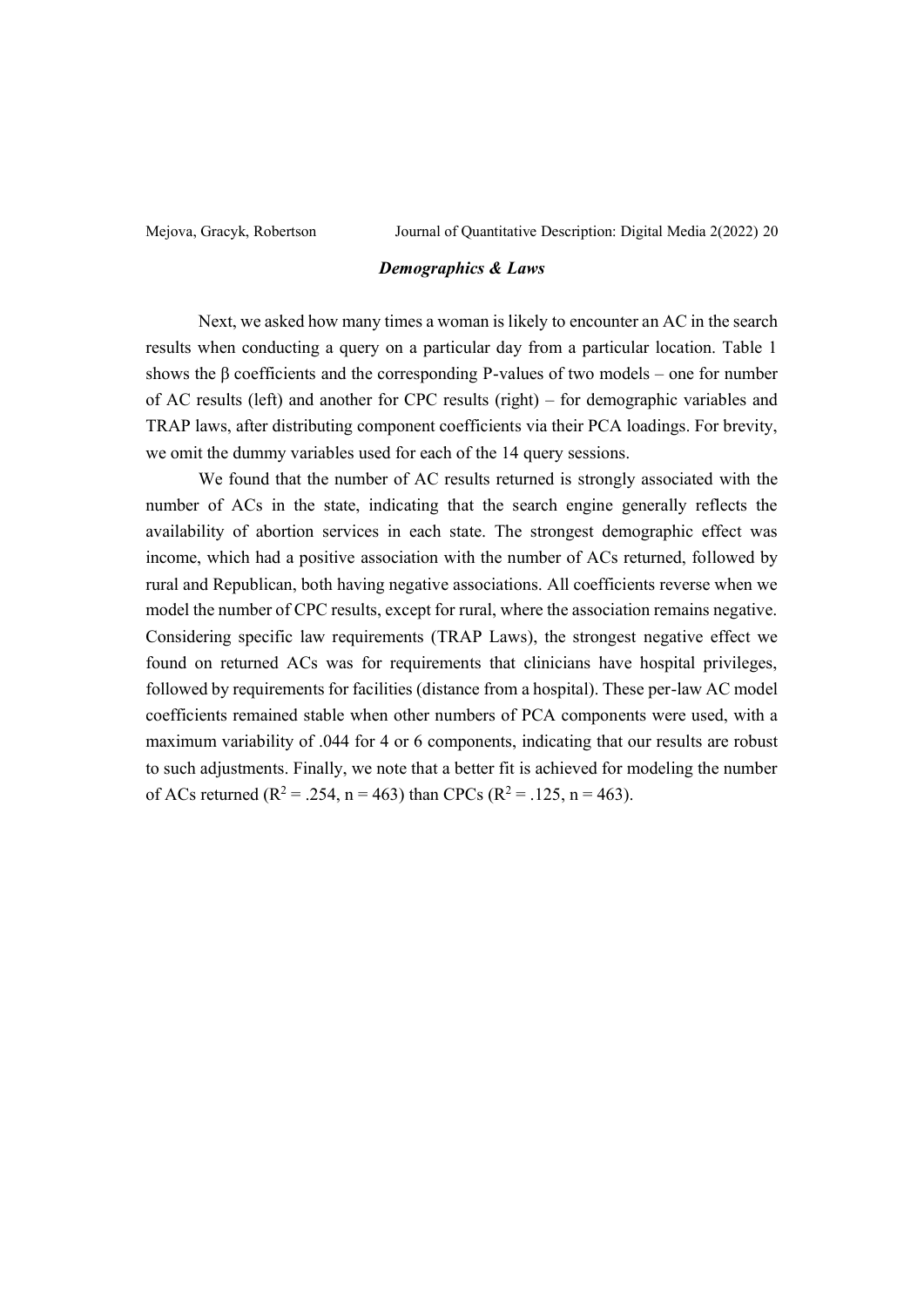### *Demographics & Laws*

Next, we asked how many times a woman is likely to encounter an AC in the search results when conducting a query on a particular day from a particular location. Table 1 shows the β coefficients and the corresponding P-values of two models – one for number of AC results (left) and another for CPC results (right) – for demographic variables and TRAP laws, after distributing component coefficients via their PCA loadings. For brevity, we omit the dummy variables used for each of the 14 query sessions.

We found that the number of AC results returned is strongly associated with the number of ACs in the state, indicating that the search engine generally reflects the availability of abortion services in each state. The strongest demographic effect was income, which had a positive association with the number of ACs returned, followed by rural and Republican, both having negative associations. All coefficients reverse when we model the number of CPC results, except for rural, where the association remains negative. Considering specific law requirements (TRAP Laws), the strongest negative effect we found on returned ACs was for requirements that clinicians have hospital privileges, followed by requirements for facilities (distance from a hospital). These per-law AC model coefficients remained stable when other numbers of PCA components were used, with a maximum variability of .044 for 4 or 6 components, indicating that our results are robust to such adjustments. Finally, we note that a better fit is achieved for modeling the number of ACs returned ($R^2 = .254$, n = 463) than CPCs ($R^2 = .125$, n = 463).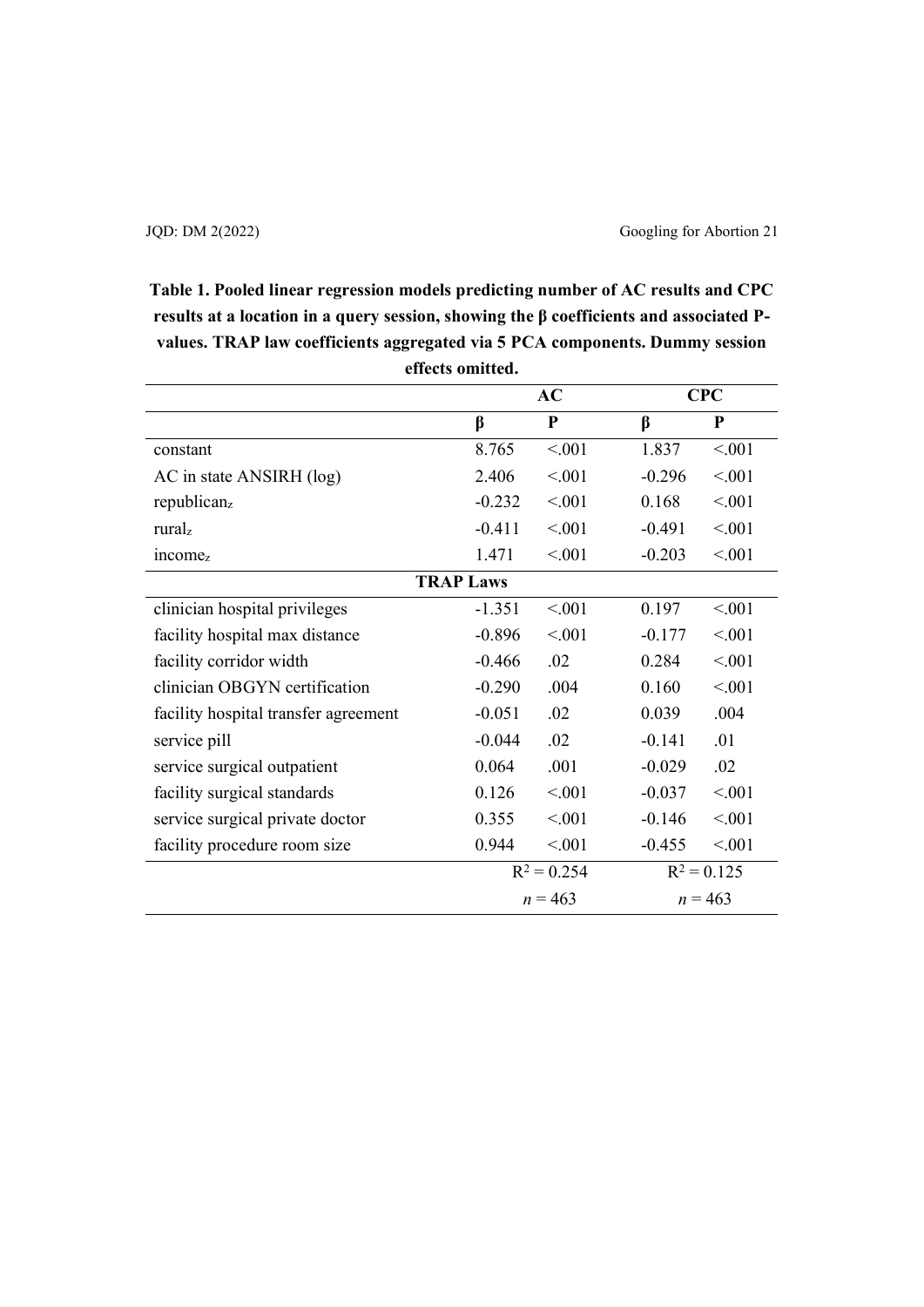**Table 1. Pooled linear regression models predicting number of AC results and CPC results at a location in a query session, showing the β coefficients and associated P-values. TRAP law coefficients aggregated via 5 PCA components. Dummy session effects omitted.**

| | AC | | CPC | |
|---|---|---|---|---|
| | **β** | **P** | **β** | **P** |
| constant | 8.765 | <.001 | 1.837 | <.001 |
| AC in state ANSIRH (log) | 2.406 | <.001 | -0.296 | <.001 |
| $republican_z$ | -0.232 | <.001 | 0.168 | <.001 |
| $rural_z$ | -0.411 | <.001 | -0.491 | <.001 |
| $income_z$ | 1.471 | <.001 | -0.203 | <.001 |
| **TRAP Laws** | | | | |
| clinician hospital privileges | -1.351 | <.001 | 0.197 | <.001 |
| facility hospital max distance | -0.896 | <.001 | -0.177 | <.001 |
| facility corridor width | -0.466 | .02 | 0.284 | <.001 |
| clinician OBGYN certification | -0.290 | .004 | 0.160 | <.001 |
| facility hospital transfer agreement | -0.051 | .02 | 0.039 | .004 |
| service pill | -0.044 | .02 | -0.141 | .01 |
| service surgical outpatient | 0.064 | .001 | -0.029 | .02 |
| facility surgical standards | 0.126 | <.001 | -0.037 | <.001 |
| service surgical private doctor | 0.355 | <.001 | -0.146 | <.001 |
| facility procedure room size | 0.944 | <.001 | -0.455 | <.001 |
| | $R^2 = 0.254$ | | $R^2 = 0.125$ | |
| | $n = 463$ | | $n = 463$ | |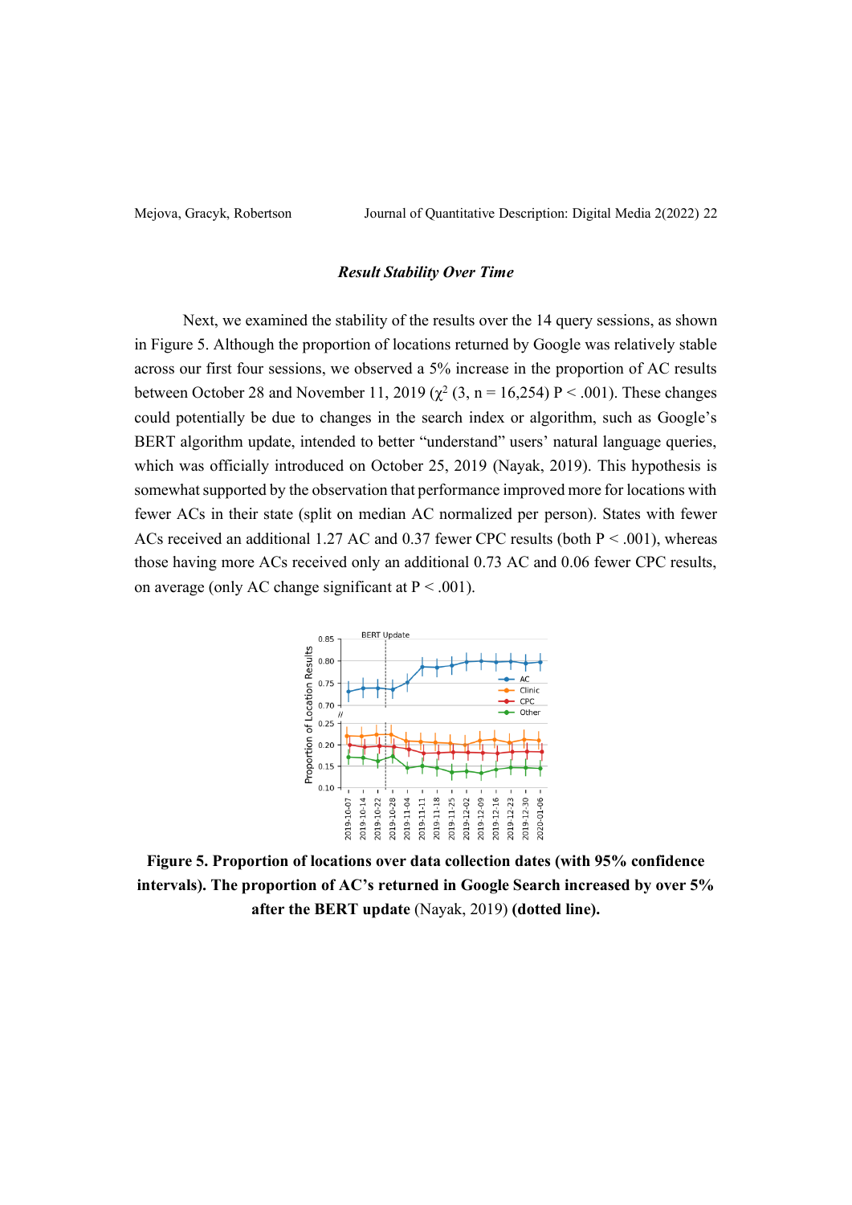### *Result Stability Over Time*

Next, we examined the stability of the results over the 14 query sessions, as shown in Figure 5. Although the proportion of locations returned by Google was relatively stable across our first four sessions, we observed a 5% increase in the proportion of AC results between October 28 and November 11, 2019 ($\chi^2$ (3, n = 16,254) P < .001). These changes could potentially be due to changes in the search index or algorithm, such as Google's BERT algorithm update, intended to better "understand" users' natural language queries, which was officially introduced on October 25, 2019 (Nayak, 2019). This hypothesis is somewhat supported by the observation that performance improved more for locations with fewer ACs in their state (split on median AC normalized per person). States with fewer ACs received an additional 1.27 AC and 0.37 fewer CPC results (both P < .001), whereas those having more ACs received only an additional 0.73 AC and 0.06 fewer CPC results, on average (only AC change significant at P < .001).

**Figure 5. Proportion of locations over data collection dates (with 95% confidence intervals). The proportion of AC's returned in Google Search increased by over 5% after the BERT update** (Nayak, 2019) **(dotted line).**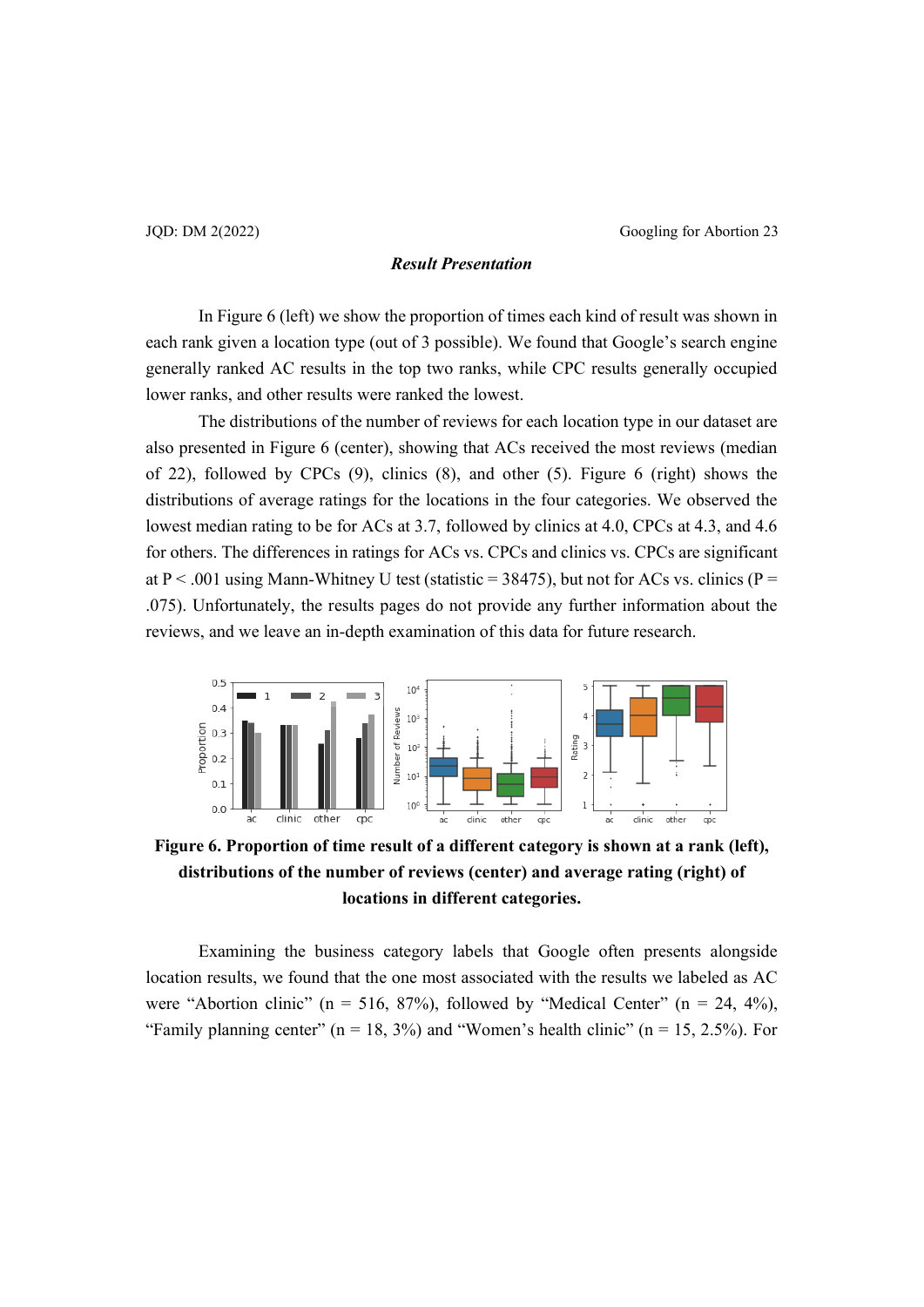### *Result Presentation*

In Figure 6 (left) we show the proportion of times each kind of result was shown in each rank given a location type (out of 3 possible). We found that Google's search engine generally ranked AC results in the top two ranks, while CPC results generally occupied lower ranks, and other results were ranked the lowest.

The distributions of the number of reviews for each location type in our dataset are also presented in Figure 6 (center), showing that ACs received the most reviews (median of 22), followed by CPCs (9), clinics (8), and other (5). Figure 6 (right) shows the distributions of average ratings for the locations in the four categories. We observed the lowest median rating to be for ACs at 3.7, followed by clinics at 4.0, CPCs at 4.3, and 4.6 for others. The differences in ratings for ACs vs. CPCs and clinics vs. CPCs are significant at $P < .001$ using Mann-Whitney U test (statistic = 38475), but not for ACs vs. clinics ($P = .075$). Unfortunately, the results pages do not provide any further information about the reviews, and we leave an in-depth examination of this data for future research.

**Figure 6. Proportion of time result of a different category is shown at a rank (left), distributions of the number of reviews (center) and average rating (right) of locations in different categories.**

Examining the business category labels that Google often presents alongside location results, we found that the one most associated with the results we labeled as AC were "Abortion clinic" (n = 516, 87%), followed by "Medical Center" (n = 24, 4%), "Family planning center" (n = 18, 3%) and "Women's health clinic" (n = 15, 2.5%). For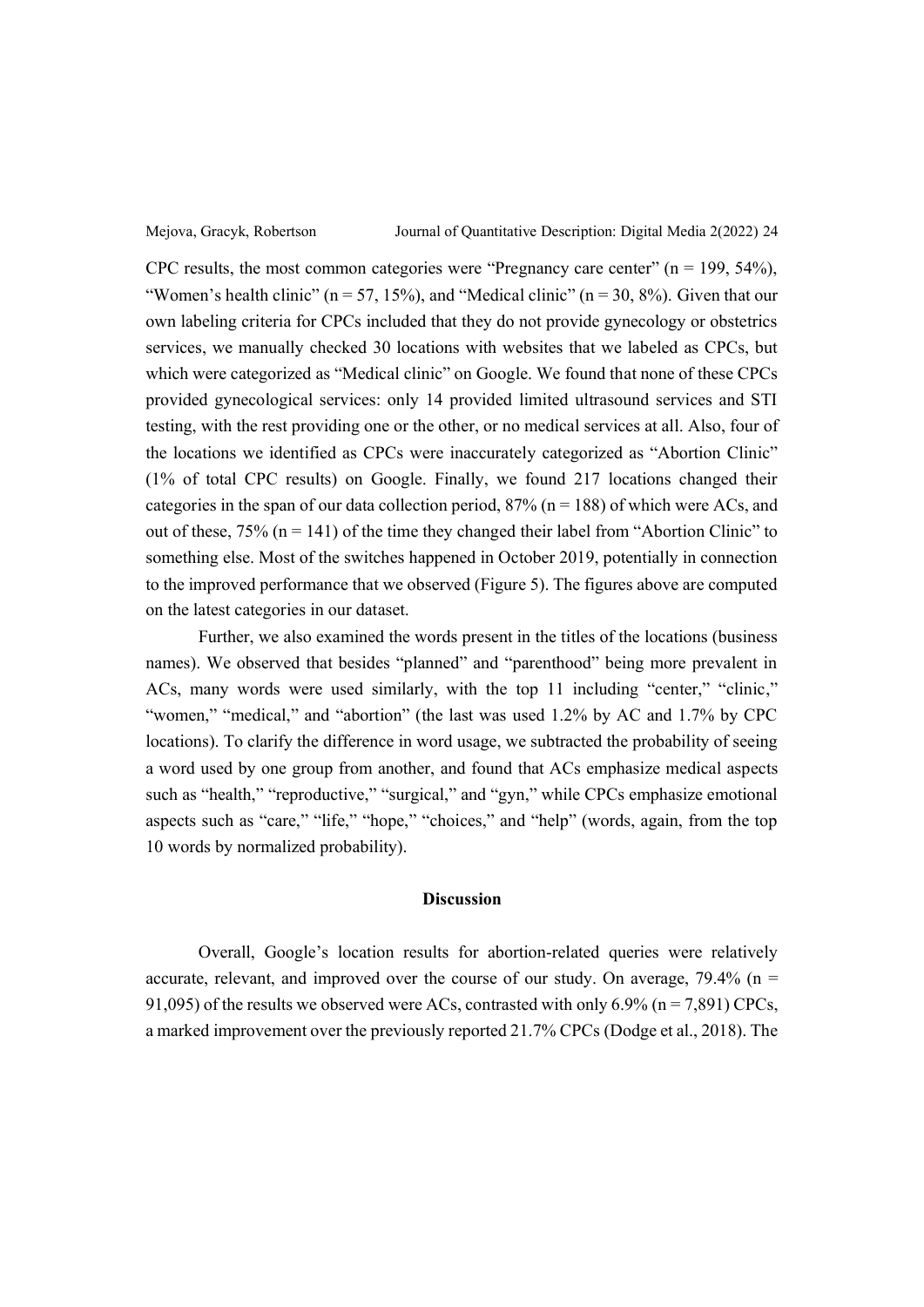CPC results, the most common categories were "Pregnancy care center" (n = 199, 54%), "Women's health clinic" (n = 57, 15%), and "Medical clinic" (n = 30, 8%). Given that our own labeling criteria for CPCs included that they do not provide gynecology or obstetrics services, we manually checked 30 locations with websites that we labeled as CPCs, but which were categorized as "Medical clinic" on Google. We found that none of these CPCs provided gynecological services: only 14 provided limited ultrasound services and STI testing, with the rest providing one or the other, or no medical services at all. Also, four of the locations we identified as CPCs were inaccurately categorized as "Abortion Clinic" (1% of total CPC results) on Google. Finally, we found 217 locations changed their categories in the span of our data collection period, 87% (n = 188) of which were ACs, and out of these, 75% (n = 141) of the time they changed their label from "Abortion Clinic" to something else. Most of the switches happened in October 2019, potentially in connection to the improved performance that we observed (Figure 5). The figures above are computed on the latest categories in our dataset.

Further, we also examined the words present in the titles of the locations (business names). We observed that besides "planned" and "parenthood" being more prevalent in ACs, many words were used similarly, with the top 11 including "center," "clinic," "women," "medical," and "abortion" (the last was used 1.2% by AC and 1.7% by CPC locations). To clarify the difference in word usage, we subtracted the probability of seeing a word used by one group from another, and found that ACs emphasize medical aspects such as "health," "reproductive," "surgical," and "gyn," while CPCs emphasize emotional aspects such as "care," "life," "hope," "choices," and "help" (words, again, from the top 10 words by normalized probability).

## Discussion

Overall, Google's location results for abortion-related queries were relatively accurate, relevant, and improved over the course of our study. On average, 79.4% (n = 91,095) of the results we observed were ACs, contrasted with only 6.9% (n = 7,891) CPCs, a marked improvement over the previously reported 21.7% CPCs (Dodge et al., 2018). The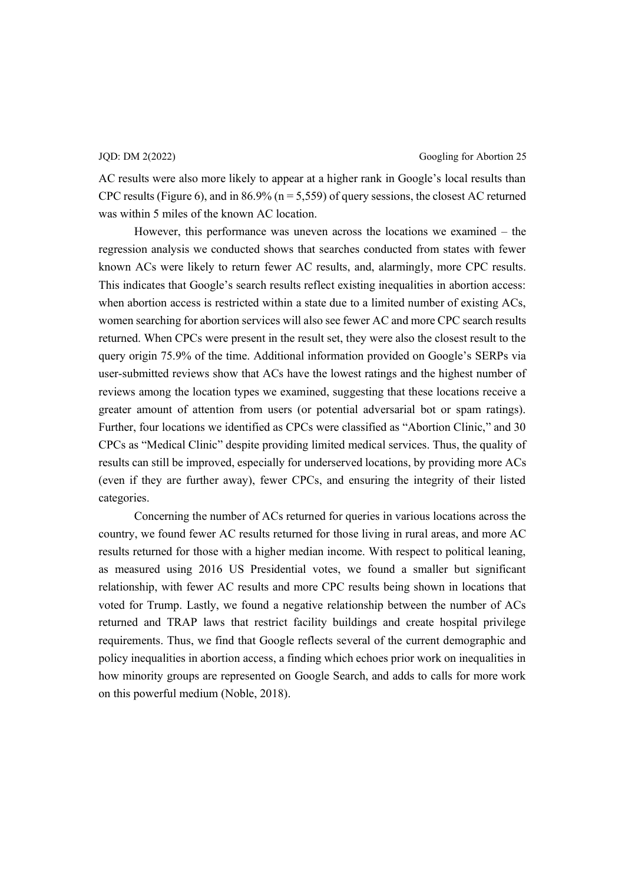AC results were also more likely to appear at a higher rank in Google's local results than CPC results (Figure 6), and in 86.9% (n = 5,559) of query sessions, the closest AC returned was within 5 miles of the known AC location.

However, this performance was uneven across the locations we examined – the regression analysis we conducted shows that searches conducted from states with fewer known ACs were likely to return fewer AC results, and, alarmingly, more CPC results. This indicates that Google's search results reflect existing inequalities in abortion access: when abortion access is restricted within a state due to a limited number of existing ACs, women searching for abortion services will also see fewer AC and more CPC search results returned. When CPCs were present in the result set, they were also the closest result to the query origin 75.9% of the time. Additional information provided on Google's SERPs via user-submitted reviews show that ACs have the lowest ratings and the highest number of reviews among the location types we examined, suggesting that these locations receive a greater amount of attention from users (or potential adversarial bot or spam ratings). Further, four locations we identified as CPCs were classified as "Abortion Clinic," and 30 CPCs as "Medical Clinic" despite providing limited medical services. Thus, the quality of results can still be improved, especially for underserved locations, by providing more ACs (even if they are further away), fewer CPCs, and ensuring the integrity of their listed categories.

Concerning the number of ACs returned for queries in various locations across the country, we found fewer AC results returned for those living in rural areas, and more AC results returned for those with a higher median income. With respect to political leaning, as measured using 2016 US Presidential votes, we found a smaller but significant relationship, with fewer AC results and more CPC results being shown in locations that voted for Trump. Lastly, we found a negative relationship between the number of ACs returned and TRAP laws that restrict facility buildings and create hospital privilege requirements. Thus, we find that Google reflects several of the current demographic and policy inequalities in abortion access, a finding which echoes prior work on inequalities in how minority groups are represented on Google Search, and adds to calls for more work on this powerful medium (Noble, 2018).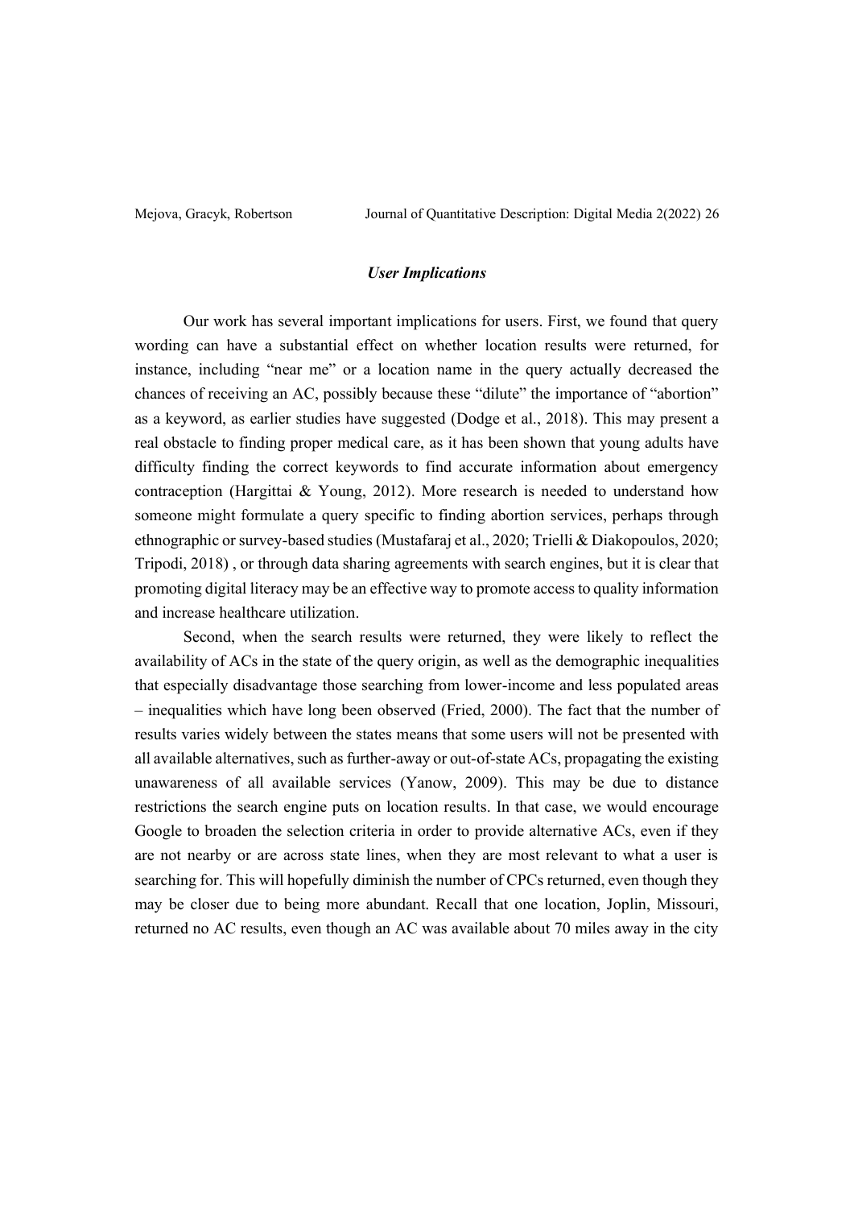### *User Implications*

Our work has several important implications for users. First, we found that query wording can have a substantial effect on whether location results were returned, for instance, including "near me" or a location name in the query actually decreased the chances of receiving an AC, possibly because these "dilute" the importance of "abortion" as a keyword, as earlier studies have suggested (Dodge et al., 2018). This may present a real obstacle to finding proper medical care, as it has been shown that young adults have difficulty finding the correct keywords to find accurate information about emergency contraception (Hargittai & Young, 2012). More research is needed to understand how someone might formulate a query specific to finding abortion services, perhaps through ethnographic or survey-based studies (Mustafaraj et al., 2020; Trielli & Diakopoulos, 2020; Tripodi, 2018) , or through data sharing agreements with search engines, but it is clear that promoting digital literacy may be an effective way to promote access to quality information and increase healthcare utilization.

Second, when the search results were returned, they were likely to reflect the availability of ACs in the state of the query origin, as well as the demographic inequalities that especially disadvantage those searching from lower-income and less populated areas – inequalities which have long been observed (Fried, 2000). The fact that the number of results varies widely between the states means that some users will not be presented with all available alternatives, such as further-away or out-of-state ACs, propagating the existing unawareness of all available services (Yanow, 2009). This may be due to distance restrictions the search engine puts on location results. In that case, we would encourage Google to broaden the selection criteria in order to provide alternative ACs, even if they are not nearby or are across state lines, when they are most relevant to what a user is searching for. This will hopefully diminish the number of CPCs returned, even though they may be closer due to being more abundant. Recall that one location, Joplin, Missouri, returned no AC results, even though an AC was available about 70 miles away in the city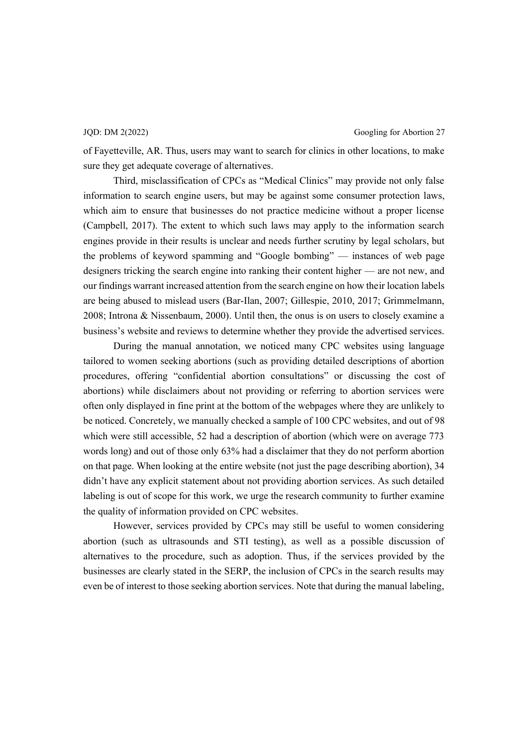of Fayetteville, AR. Thus, users may want to search for clinics in other locations, to make sure they get adequate coverage of alternatives.

Third, misclassification of CPCs as "Medical Clinics" may provide not only false information to search engine users, but may be against some consumer protection laws, which aim to ensure that businesses do not practice medicine without a proper license (Campbell, 2017). The extent to which such laws may apply to the information search engines provide in their results is unclear and needs further scrutiny by legal scholars, but the problems of keyword spamming and "Google bombing" — instances of web page designers tricking the search engine into ranking their content higher — are not new, and our findings warrant increased attention from the search engine on how their location labels are being abused to mislead users (Bar-Ilan, 2007; Gillespie, 2010, 2017; Grimmelmann, 2008; Introna & Nissenbaum, 2000). Until then, the onus is on users to closely examine a business's website and reviews to determine whether they provide the advertised services.

During the manual annotation, we noticed many CPC websites using language tailored to women seeking abortions (such as providing detailed descriptions of abortion procedures, offering "confidential abortion consultations" or discussing the cost of abortions) while disclaimers about not providing or referring to abortion services were often only displayed in fine print at the bottom of the webpages where they are unlikely to be noticed. Concretely, we manually checked a sample of 100 CPC websites, and out of 98 which were still accessible, 52 had a description of abortion (which were on average 773 words long) and out of those only 63% had a disclaimer that they do not perform abortion on that page. When looking at the entire website (not just the page describing abortion), 34 didn't have any explicit statement about not providing abortion services. As such detailed labeling is out of scope for this work, we urge the research community to further examine the quality of information provided on CPC websites.

However, services provided by CPCs may still be useful to women considering abortion (such as ultrasounds and STI testing), as well as a possible discussion of alternatives to the procedure, such as adoption. Thus, if the services provided by the businesses are clearly stated in the SERP, the inclusion of CPCs in the search results may even be of interest to those seeking abortion services. Note that during the manual labeling,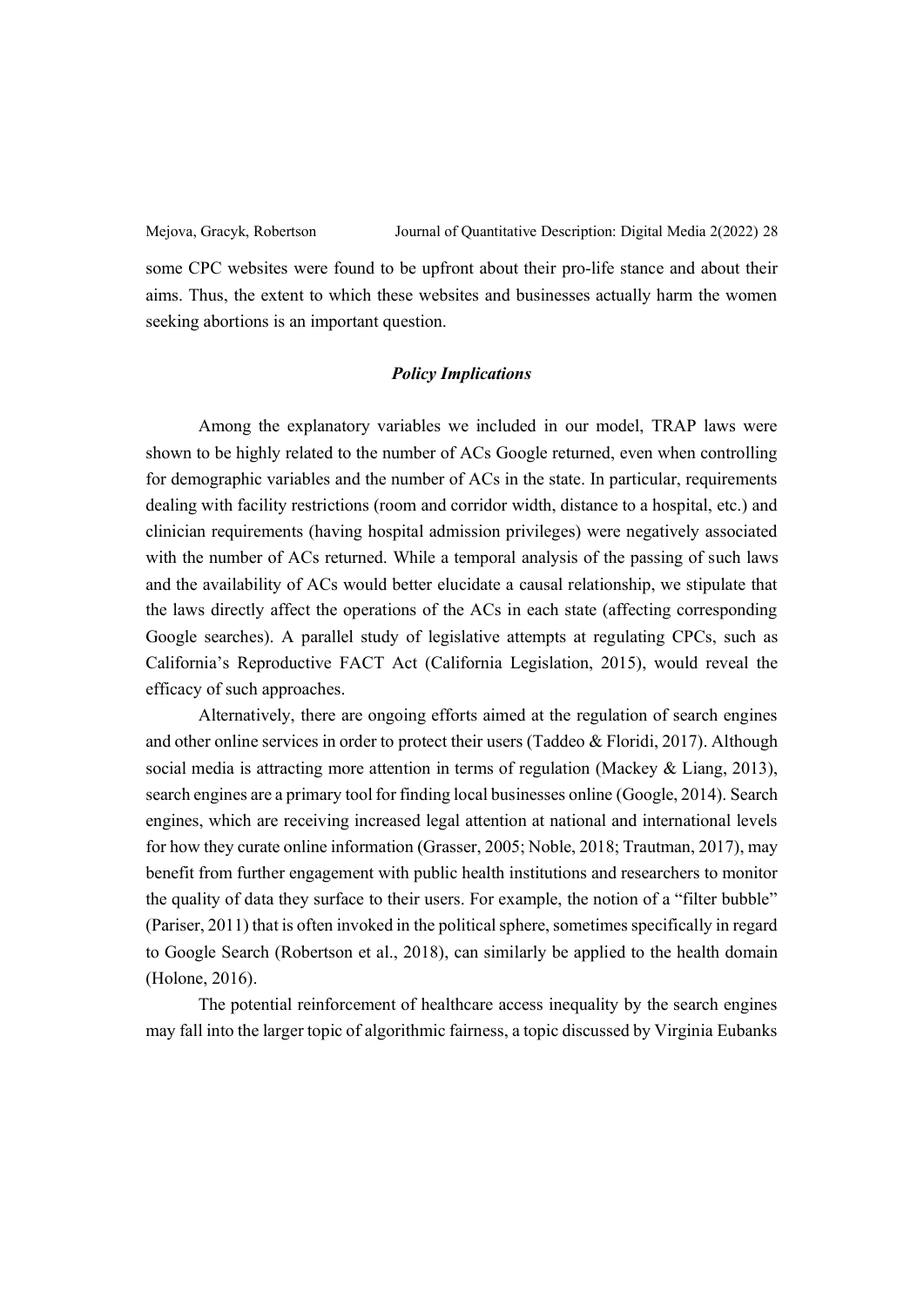some CPC websites were found to be upfront about their pro-life stance and about their aims. Thus, the extent to which these websites and businesses actually harm the women seeking abortions is an important question.

### *Policy Implications*

Among the explanatory variables we included in our model, TRAP laws were shown to be highly related to the number of ACs Google returned, even when controlling for demographic variables and the number of ACs in the state. In particular, requirements dealing with facility restrictions (room and corridor width, distance to a hospital, etc.) and clinician requirements (having hospital admission privileges) were negatively associated with the number of ACs returned. While a temporal analysis of the passing of such laws and the availability of ACs would better elucidate a causal relationship, we stipulate that the laws directly affect the operations of the ACs in each state (affecting corresponding Google searches). A parallel study of legislative attempts at regulating CPCs, such as California's Reproductive FACT Act (California Legislation, 2015), would reveal the efficacy of such approaches.

Alternatively, there are ongoing efforts aimed at the regulation of search engines and other online services in order to protect their users (Taddeo & Floridi, 2017). Although social media is attracting more attention in terms of regulation (Mackey & Liang, 2013), search engines are a primary tool for finding local businesses online (Google, 2014). Search engines, which are receiving increased legal attention at national and international levels for how they curate online information (Grasser, 2005; Noble, 2018; Trautman, 2017), may benefit from further engagement with public health institutions and researchers to monitor the quality of data they surface to their users. For example, the notion of a "filter bubble" (Pariser, 2011) that is often invoked in the political sphere, sometimes specifically in regard to Google Search (Robertson et al., 2018), can similarly be applied to the health domain (Holone, 2016).

The potential reinforcement of healthcare access inequality by the search engines may fall into the larger topic of algorithmic fairness, a topic discussed by Virginia Eubanks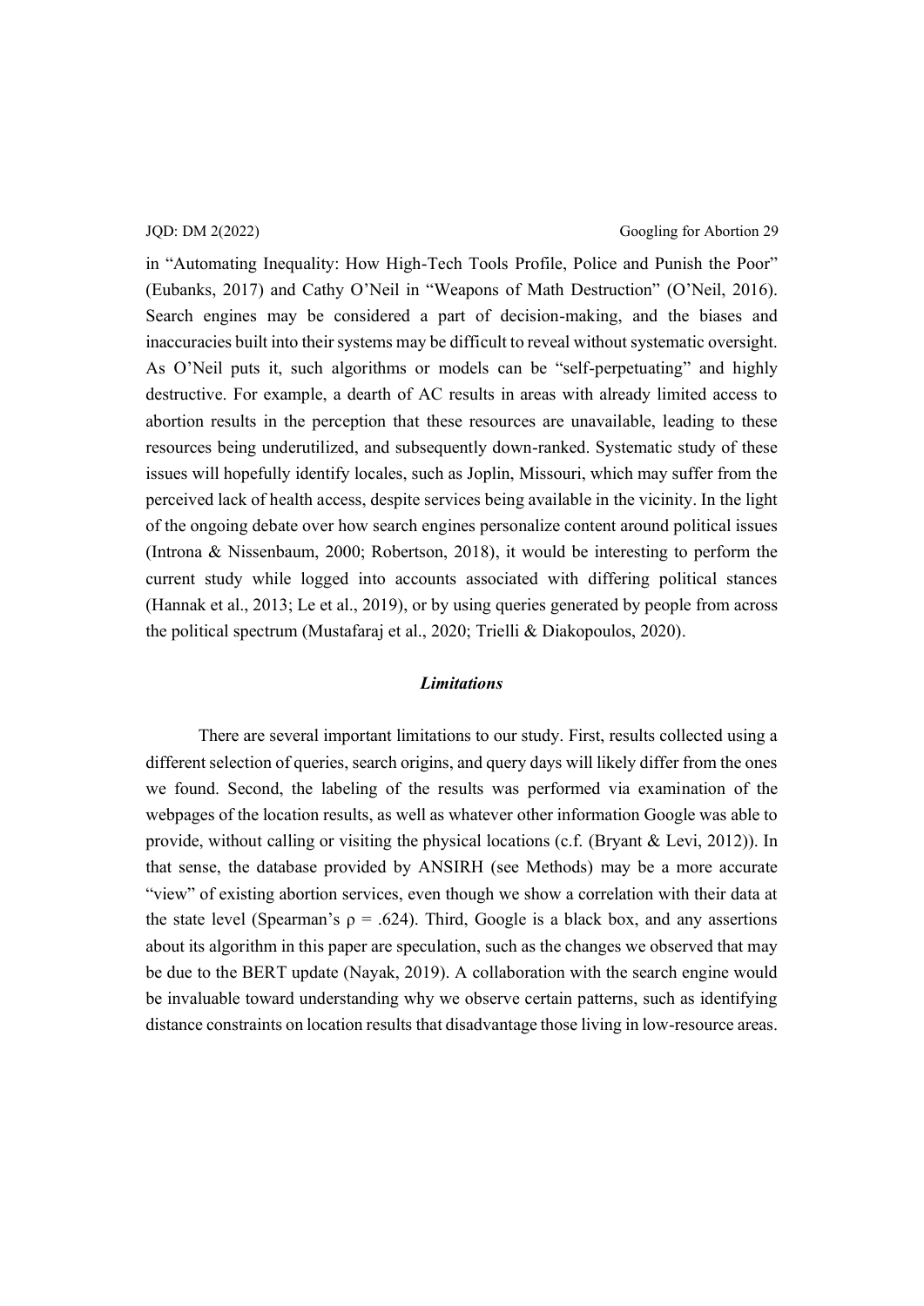in "Automating Inequality: How High-Tech Tools Profile, Police and Punish the Poor" (Eubanks, 2017) and Cathy O'Neil in "Weapons of Math Destruction" (O'Neil, 2016). Search engines may be considered a part of decision-making, and the biases and inaccuracies built into their systems may be difficult to reveal without systematic oversight. As O'Neil puts it, such algorithms or models can be "self-perpetuating" and highly destructive. For example, a dearth of AC results in areas with already limited access to abortion results in the perception that these resources are unavailable, leading to these resources being underutilized, and subsequently down-ranked. Systematic study of these issues will hopefully identify locales, such as Joplin, Missouri, which may suffer from the perceived lack of health access, despite services being available in the vicinity. In the light of the ongoing debate over how search engines personalize content around political issues (Introna & Nissenbaum, 2000; Robertson, 2018), it would be interesting to perform the current study while logged into accounts associated with differing political stances (Hannak et al., 2013; Le et al., 2019), or by using queries generated by people from across the political spectrum (Mustafaraj et al., 2020; Trielli & Diakopoulos, 2020).

### *Limitations*

There are several important limitations to our study. First, results collected using a different selection of queries, search origins, and query days will likely differ from the ones we found. Second, the labeling of the results was performed via examination of the webpages of the location results, as well as whatever other information Google was able to provide, without calling or visiting the physical locations (c.f. (Bryant & Levi, 2012)). In that sense, the database provided by ANSIRH (see Methods) may be a more accurate "view" of existing abortion services, even though we show a correlation with their data at the state level (Spearman's $\rho = .624$). Third, Google is a black box, and any assertions about its algorithm in this paper are speculation, such as the changes we observed that may be due to the BERT update (Nayak, 2019). A collaboration with the search engine would be invaluable toward understanding why we observe certain patterns, such as identifying distance constraints on location results that disadvantage those living in low-resource areas.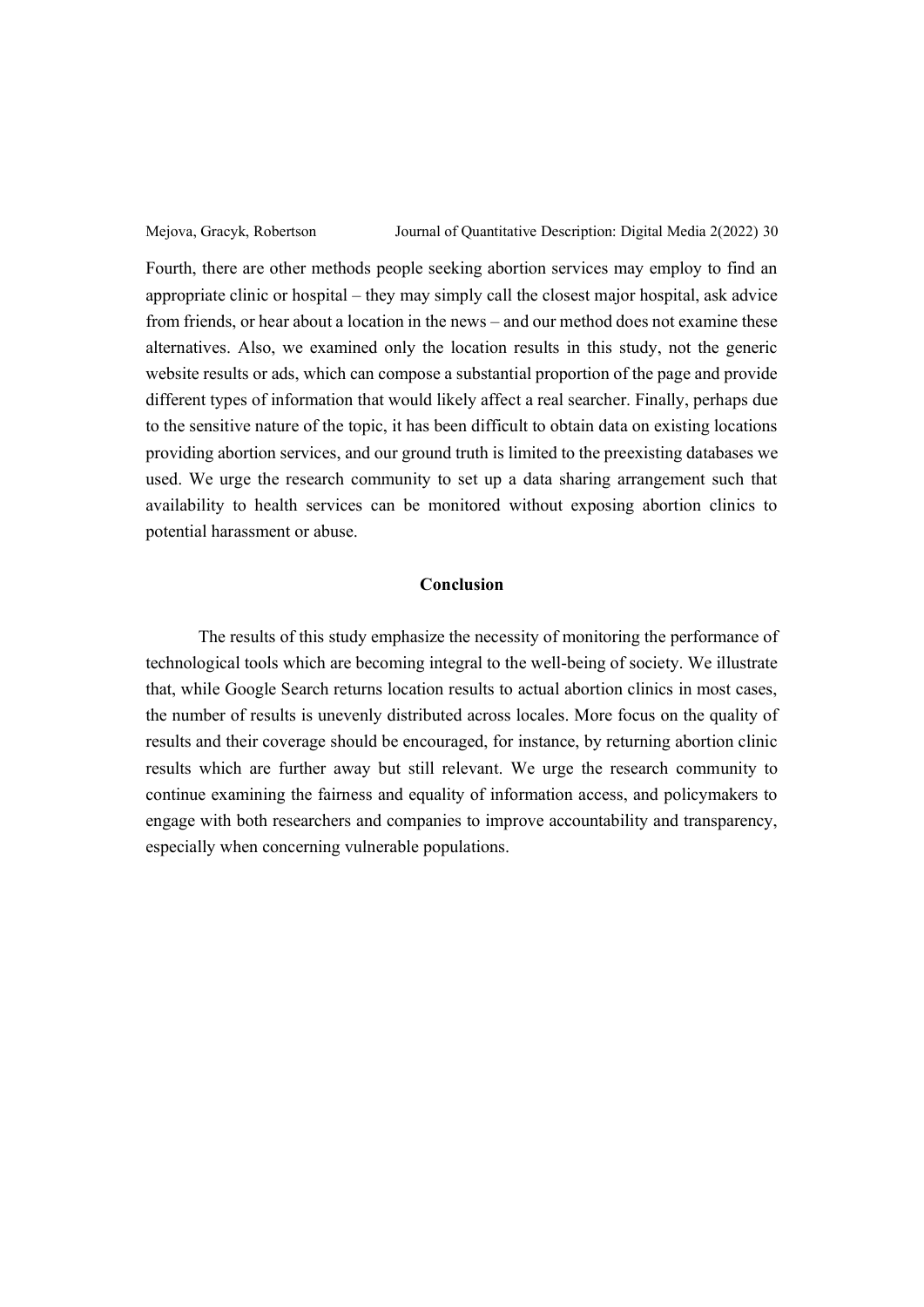Fourth, there are other methods people seeking abortion services may employ to find an appropriate clinic or hospital – they may simply call the closest major hospital, ask advice from friends, or hear about a location in the news – and our method does not examine these alternatives. Also, we examined only the location results in this study, not the generic website results or ads, which can compose a substantial proportion of the page and provide different types of information that would likely affect a real searcher. Finally, perhaps due to the sensitive nature of the topic, it has been difficult to obtain data on existing locations providing abortion services, and our ground truth is limited to the preexisting databases we used. We urge the research community to set up a data sharing arrangement such that availability to health services can be monitored without exposing abortion clinics to potential harassment or abuse.

## Conclusion

The results of this study emphasize the necessity of monitoring the performance of technological tools which are becoming integral to the well-being of society. We illustrate that, while Google Search returns location results to actual abortion clinics in most cases, the number of results is unevenly distributed across locales. More focus on the quality of results and their coverage should be encouraged, for instance, by returning abortion clinic results which are further away but still relevant. We urge the research community to continue examining the fairness and equality of information access, and policymakers to engage with both researchers and companies to improve accountability and transparency, especially when concerning vulnerable populations.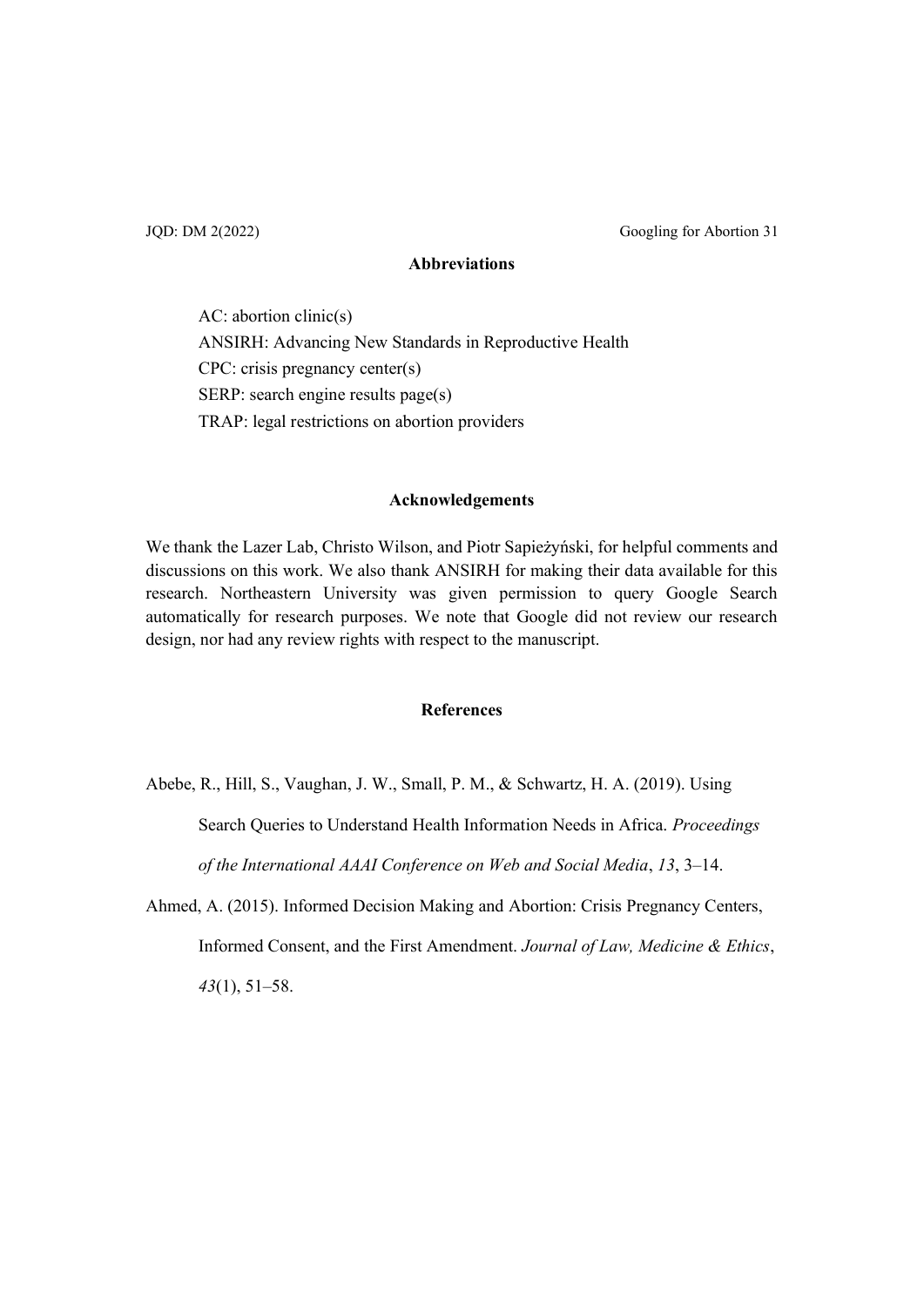## Abbreviations

AC: abortion clinic(s)
ANSIRH: Advancing New Standards in Reproductive Health
CPC: crisis pregnancy center(s)
SERP: search engine results page(s)
TRAP: legal restrictions on abortion providers

## Acknowledgements

We thank the Lazer Lab, Christo Wilson, and Piotr Sapieżyński, for helpful comments and discussions on this work. We also thank ANSIRH for making their data available for this research. Northeastern University was given permission to query Google Search automatically for research purposes. We note that Google did not review our research design, nor had any review rights with respect to the manuscript.

## References

Abebe, R., Hill, S., Vaughan, J. W., Small, P. M., & Schwartz, H. A. (2019). Using Search Queries to Understand Health Information Needs in Africa. *Proceedings of the International AAAI Conference on Web and Social Media*, *13*, 3–14.

Ahmed, A. (2015). Informed Decision Making and Abortion: Crisis Pregnancy Centers, Informed Consent, and the First Amendment. *Journal of Law, Medicine & Ethics*, *43*(1), 51–58.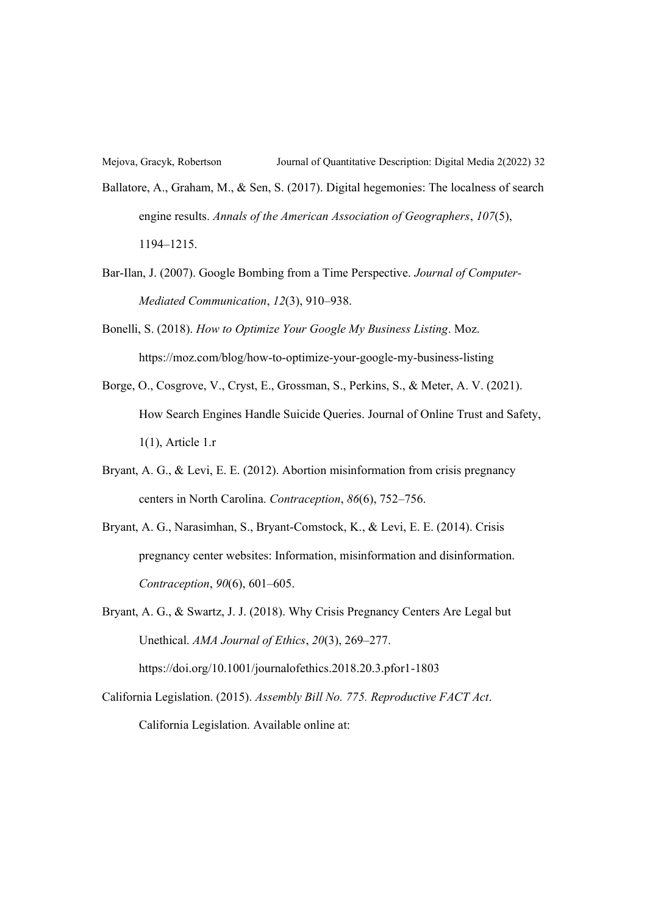Ballatore, A., Graham, M., & Sen, S. (2017). Digital hegemonies: The localness of search engine results. *Annals of the American Association of Geographers*, *107*(5), 1194–1215.

Bar-Ilan, J. (2007). Google Bombing from a Time Perspective. *Journal of Computer-Mediated Communication*, *12*(3), 910–938.

Bonelli, S. (2018). *How to Optimize Your Google My Business Listing*. Moz. https://moz.com/blog/how-to-optimize-your-google-my-business-listing

Borge, O., Cosgrove, V., Cryst, E., Grossman, S., Perkins, S., & Meter, A. V. (2021). How Search Engines Handle Suicide Queries. Journal of Online Trust and Safety, 1(1), Article 1.r

Bryant, A. G., & Levi, E. E. (2012). Abortion misinformation from crisis pregnancy centers in North Carolina. *Contraception*, *86*(6), 752–756.

Bryant, A. G., Narasimhan, S., Bryant-Comstock, K., & Levi, E. E. (2014). Crisis pregnancy center websites: Information, misinformation and disinformation. *Contraception*, *90*(6), 601–605.

Bryant, A. G., & Swartz, J. J. (2018). Why Crisis Pregnancy Centers Are Legal but Unethical. *AMA Journal of Ethics*, *20*(3), 269–277. https://doi.org/10.1001/journalofethics.2018.20.3.pfor1-1803

California Legislation. (2015). *Assembly Bill No. 775. Reproductive FACT Act*. California Legislation. Available online at: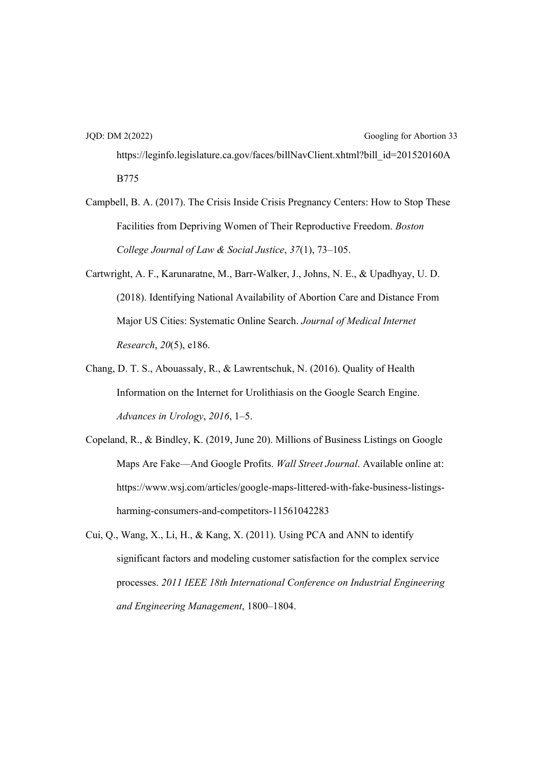https://leginfo.legislature.ca.gov/faces/billNavClient.xhtml?bill_id=201520160AB775

Campbell, B. A. (2017). The Crisis Inside Crisis Pregnancy Centers: How to Stop These Facilities from Depriving Women of Their Reproductive Freedom. *Boston College Journal of Law & Social Justice*, *37*(1), 73–105.

Cartwright, A. F., Karunaratne, M., Barr-Walker, J., Johns, N. E., & Upadhyay, U. D. (2018). Identifying National Availability of Abortion Care and Distance From Major US Cities: Systematic Online Search. *Journal of Medical Internet Research*, *20*(5), e186.

Chang, D. T. S., Abouassaly, R., & Lawrentschuk, N. (2016). Quality of Health Information on the Internet for Urolithiasis on the Google Search Engine. *Advances in Urology*, *2016*, 1–5.

Copeland, R., & Bindley, K. (2019, June 20). Millions of Business Listings on Google Maps Are Fake—And Google Profits. *Wall Street Journal*. Available online at: https://www.wsj.com/articles/google-maps-littered-with-fake-business-listings-harming-consumers-and-competitors-11561042283

Cui, Q., Wang, X., Li, H., & Kang, X. (2011). Using PCA and ANN to identify significant factors and modeling customer satisfaction for the complex service processes. *2011 IEEE 18th International Conference on Industrial Engineering and Engineering Management*, 1800–1804.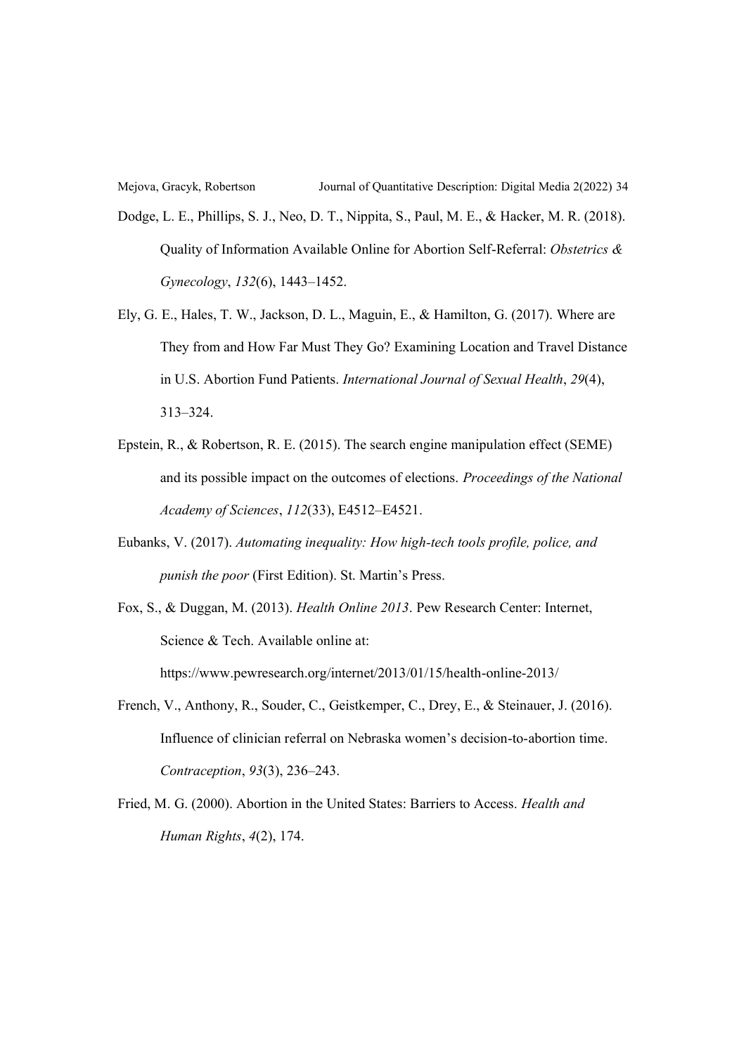Dodge, L. E., Phillips, S. J., Neo, D. T., Nippita, S., Paul, M. E., & Hacker, M. R. (2018). Quality of Information Available Online for Abortion Self-Referral: *Obstetrics & Gynecology*, *132*(6), 1443–1452.

Ely, G. E., Hales, T. W., Jackson, D. L., Maguin, E., & Hamilton, G. (2017). Where are They from and How Far Must They Go? Examining Location and Travel Distance in U.S. Abortion Fund Patients. *International Journal of Sexual Health*, *29*(4), 313–324.

Epstein, R., & Robertson, R. E. (2015). The search engine manipulation effect (SEME) and its possible impact on the outcomes of elections. *Proceedings of the National Academy of Sciences*, *112*(33), E4512–E4521.

Eubanks, V. (2017). *Automating inequality: How high-tech tools profile, police, and punish the poor* (First Edition). St. Martin's Press.

Fox, S., & Duggan, M. (2013). *Health Online 2013*. Pew Research Center: Internet, Science & Tech. Available online at: https://www.pewresearch.org/internet/2013/01/15/health-online-2013/

French, V., Anthony, R., Souder, C., Geistkemper, C., Drey, E., & Steinauer, J. (2016). Influence of clinician referral on Nebraska women's decision-to-abortion time. *Contraception*, *93*(3), 236–243.

Fried, M. G. (2000). Abortion in the United States: Barriers to Access. *Health and Human Rights*, *4*(2), 174.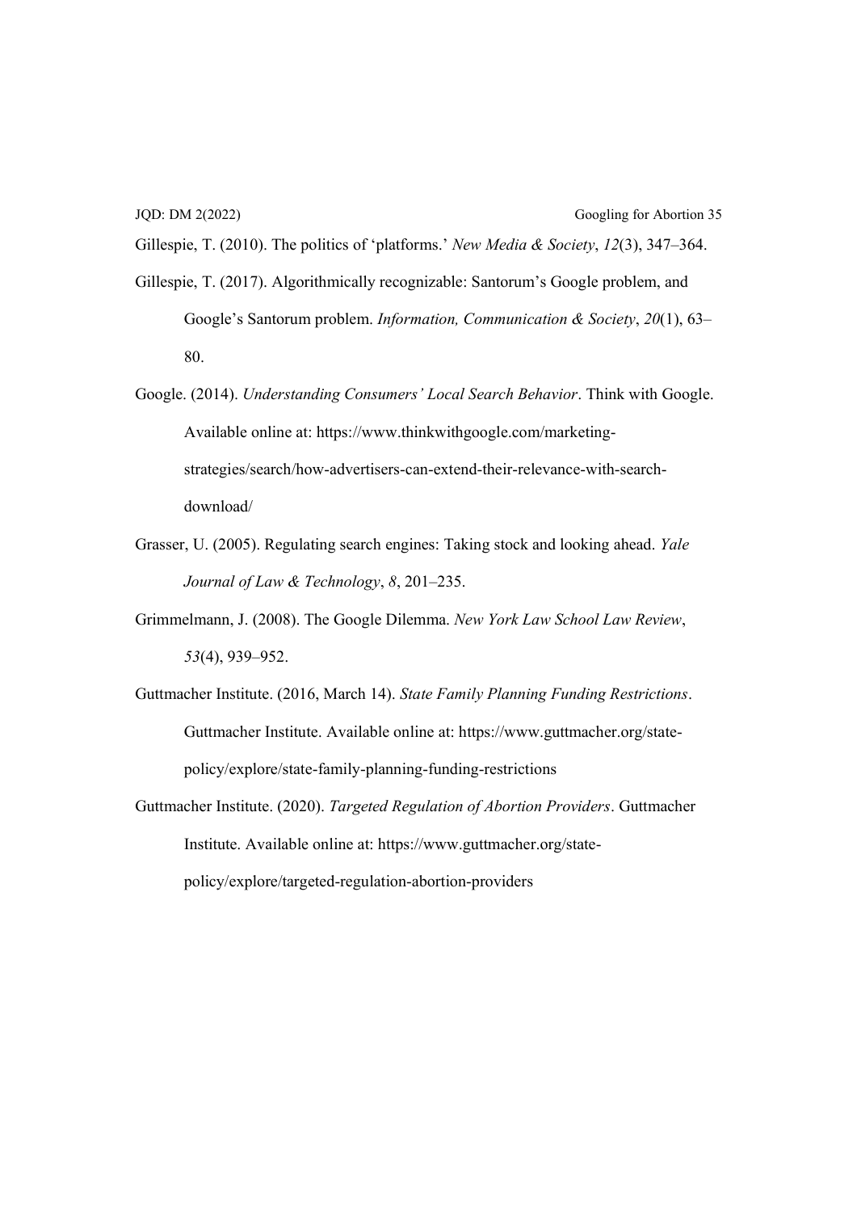Gillespie, T. (2010). The politics of 'platforms.' *New Media & Society*, *12*(3), 347–364.

Gillespie, T. (2017). Algorithmically recognizable: Santorum's Google problem, and Google's Santorum problem. *Information, Communication & Society*, *20*(1), 63–80.

Google. (2014). *Understanding Consumers' Local Search Behavior*. Think with Google. Available online at: https://www.thinkwithgoogle.com/marketing-strategies/search/how-advertisers-can-extend-their-relevance-with-search-download/

Grasser, U. (2005). Regulating search engines: Taking stock and looking ahead. *Yale Journal of Law & Technology*, *8*, 201–235.

Grimmelmann, J. (2008). The Google Dilemma. *New York Law School Law Review*, *53*(4), 939–952.

Guttmacher Institute. (2016, March 14). *State Family Planning Funding Restrictions*. Guttmacher Institute. Available online at: https://www.guttmacher.org/state-policy/explore/state-family-planning-funding-restrictions

Guttmacher Institute. (2020). *Targeted Regulation of Abortion Providers*. Guttmacher Institute. Available online at: https://www.guttmacher.org/state-policy/explore/targeted-regulation-abortion-providers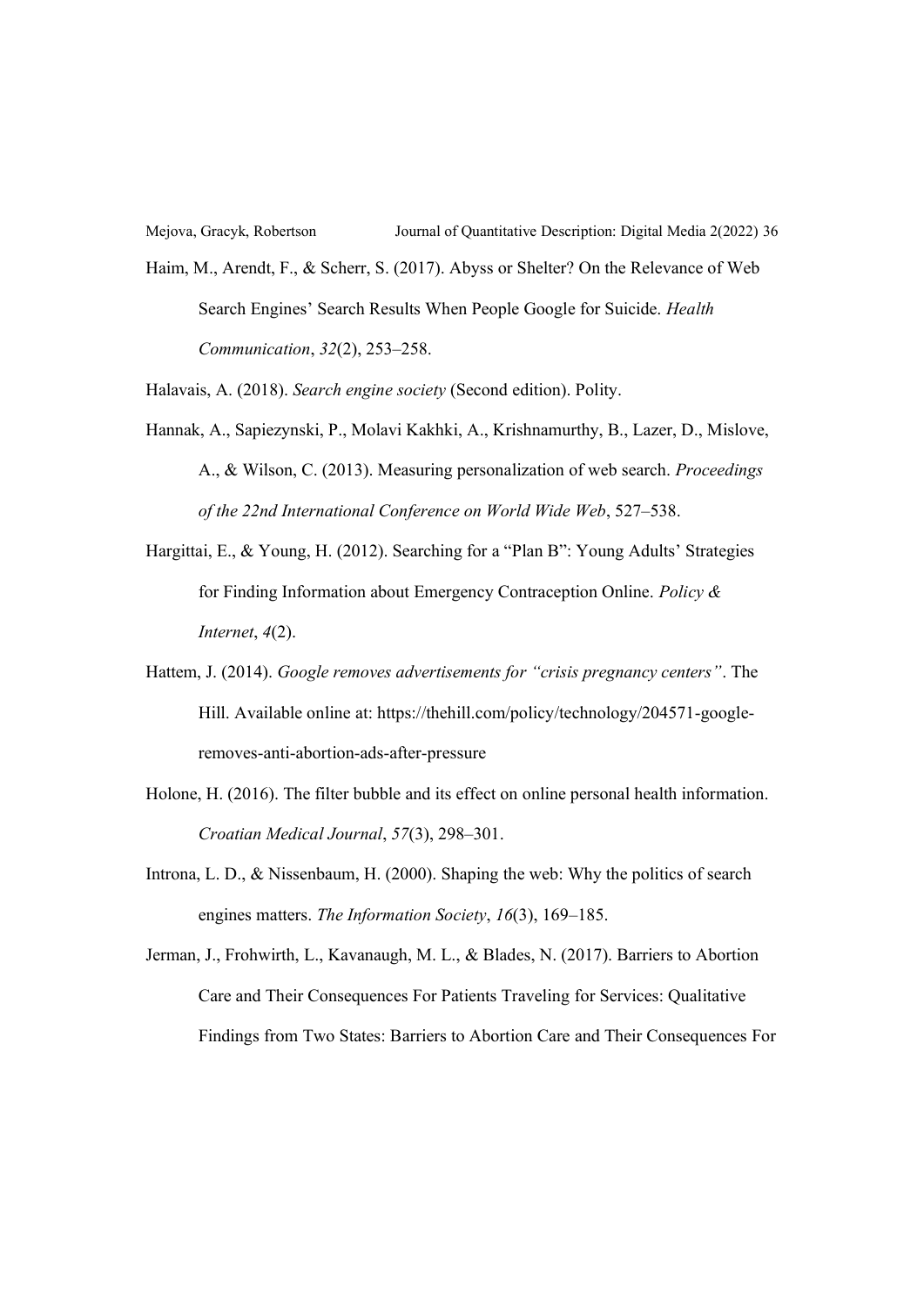Haim, M., Arendt, F., & Scherr, S. (2017). Abyss or Shelter? On the Relevance of Web Search Engines' Search Results When People Google for Suicide. *Health Communication*, *32*(2), 253–258.

Halavais, A. (2018). *Search engine society* (Second edition). Polity.

Hannak, A., Sapiezynski, P., Molavi Kakhki, A., Krishnamurthy, B., Lazer, D., Mislove, A., & Wilson, C. (2013). Measuring personalization of web search. *Proceedings of the 22nd International Conference on World Wide Web*, 527–538.

Hargittai, E., & Young, H. (2012). Searching for a "Plan B": Young Adults' Strategies for Finding Information about Emergency Contraception Online. *Policy & Internet*, *4*(2).

Hattem, J. (2014). *Google removes advertisements for "crisis pregnancy centers"*. The Hill. Available online at: https://thehill.com/policy/technology/204571-google-removes-anti-abortion-ads-after-pressure

Holone, H. (2016). The filter bubble and its effect on online personal health information. *Croatian Medical Journal*, *57*(3), 298–301.

Introna, L. D., & Nissenbaum, H. (2000). Shaping the web: Why the politics of search engines matters. *The Information Society*, *16*(3), 169–185.

Jerman, J., Frohwirth, L., Kavanaugh, M. L., & Blades, N. (2017). Barriers to Abortion Care and Their Consequences For Patients Traveling for Services: Qualitative Findings from Two States: Barriers to Abortion Care and Their Consequences For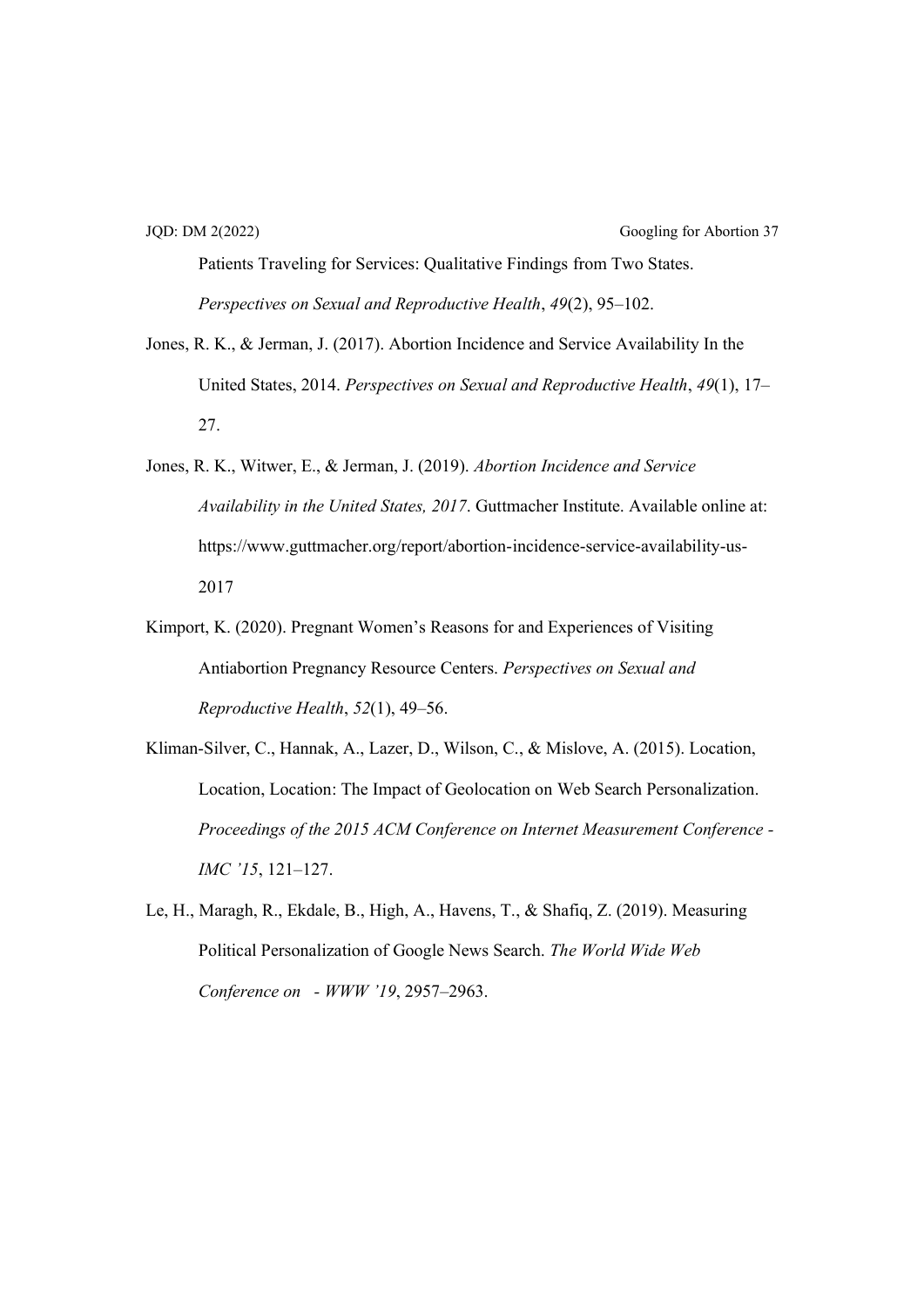Patients Traveling for Services: Qualitative Findings from Two States. *Perspectives on Sexual and Reproductive Health*, *49*(2), 95–102.

Jones, R. K., & Jerman, J. (2017). Abortion Incidence and Service Availability In the United States, 2014. *Perspectives on Sexual and Reproductive Health*, *49*(1), 17–27.

Jones, R. K., Witwer, E., & Jerman, J. (2019). *Abortion Incidence and Service Availability in the United States, 2017*. Guttmacher Institute. Available online at: https://www.guttmacher.org/report/abortion-incidence-service-availability-us-2017

Kimport, K. (2020). Pregnant Women's Reasons for and Experiences of Visiting Antiabortion Pregnancy Resource Centers. *Perspectives on Sexual and Reproductive Health*, *52*(1), 49–56.

Kliman-Silver, C., Hannak, A., Lazer, D., Wilson, C., & Mislove, A. (2015). Location, Location, Location: The Impact of Geolocation on Web Search Personalization. *Proceedings of the 2015 ACM Conference on Internet Measurement Conference - IMC '15*, 121–127.

Le, H., Maragh, R., Ekdale, B., High, A., Havens, T., & Shafiq, Z. (2019). Measuring Political Personalization of Google News Search. *The World Wide Web Conference on - WWW '19*, 2957–2963.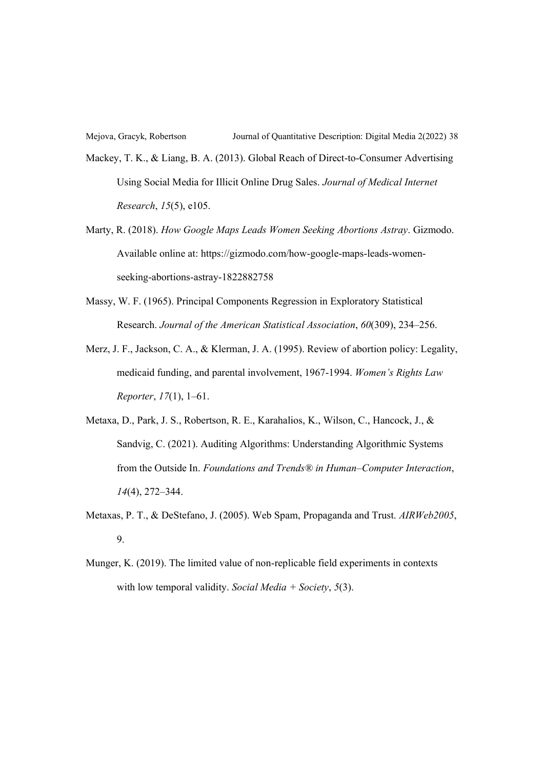Mackey, T. K., & Liang, B. A. (2013). Global Reach of Direct-to-Consumer Advertising Using Social Media for Illicit Online Drug Sales. *Journal of Medical Internet Research*, *15*(5), e105.

Marty, R. (2018). *How Google Maps Leads Women Seeking Abortions Astray*. Gizmodo. Available online at: https://gizmodo.com/how-google-maps-leads-women-seeking-abortions-astray-1822882758

Massy, W. F. (1965). Principal Components Regression in Exploratory Statistical Research. *Journal of the American Statistical Association*, *60*(309), 234–256.

Merz, J. F., Jackson, C. A., & Klerman, J. A. (1995). Review of abortion policy: Legality, medicaid funding, and parental involvement, 1967-1994. *Women's Rights Law Reporter*, *17*(1), 1–61.

Metaxa, D., Park, J. S., Robertson, R. E., Karahalios, K., Wilson, C., Hancock, J., & Sandvig, C. (2021). Auditing Algorithms: Understanding Algorithmic Systems from the Outside In. *Foundations and Trends® in Human–Computer Interaction*, *14*(4), 272–344.

Metaxas, P. T., & DeStefano, J. (2005). Web Spam, Propaganda and Trust. *AIRWeb2005*, 9.

Munger, K. (2019). The limited value of non-replicable field experiments in contexts with low temporal validity. *Social Media + Society*, *5*(3).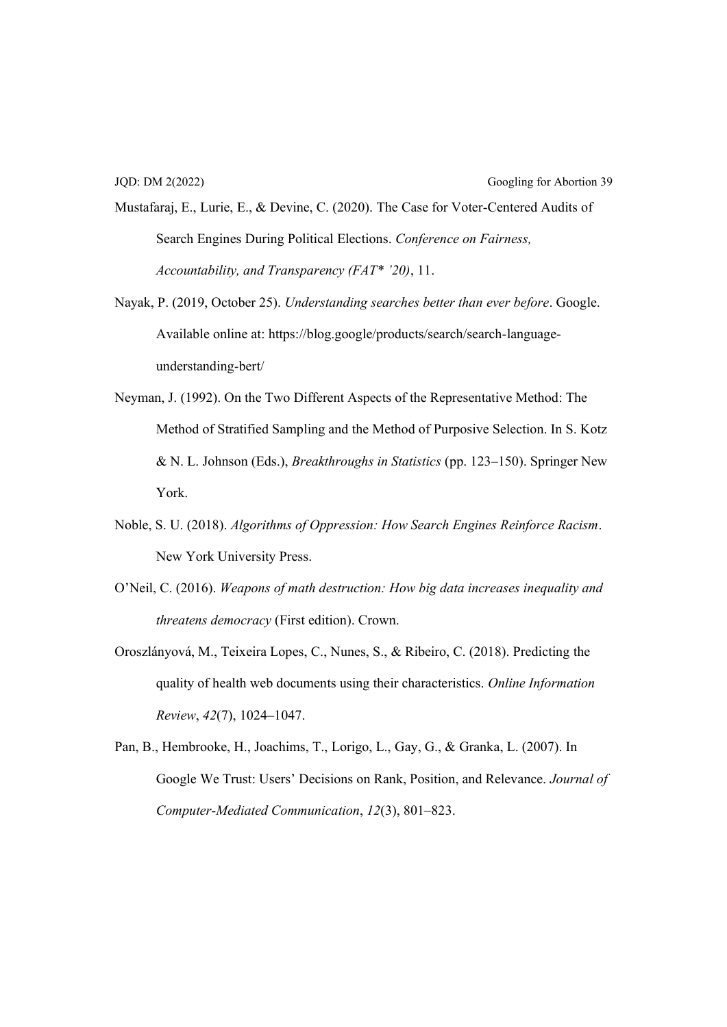Mustafaraj, E., Lurie, E., & Devine, C. (2020). The Case for Voter-Centered Audits of Search Engines During Political Elections. *Conference on Fairness, Accountability, and Transparency (FAT* '20)*, 11.

Nayak, P. (2019, October 25). *Understanding searches better than ever before*. Google. Available online at: https://blog.google/products/search/search-language-understanding-bert/

Neyman, J. (1992). On the Two Different Aspects of the Representative Method: The Method of Stratified Sampling and the Method of Purposive Selection. In S. Kotz & N. L. Johnson (Eds.), *Breakthroughs in Statistics* (pp. 123–150). Springer New York.

Noble, S. U. (2018). *Algorithms of Oppression: How Search Engines Reinforce Racism*. New York University Press.

O'Neil, C. (2016). *Weapons of math destruction: How big data increases inequality and threatens democracy* (First edition). Crown.

Oroszlányová, M., Teixeira Lopes, C., Nunes, S., & Ribeiro, C. (2018). Predicting the quality of health web documents using their characteristics. *Online Information Review*, *42*(7), 1024–1047.

Pan, B., Hembrooke, H., Joachims, T., Lorigo, L., Gay, G., & Granka, L. (2007). In Google We Trust: Users' Decisions on Rank, Position, and Relevance. *Journal of Computer-Mediated Communication*, *12*(3), 801–823.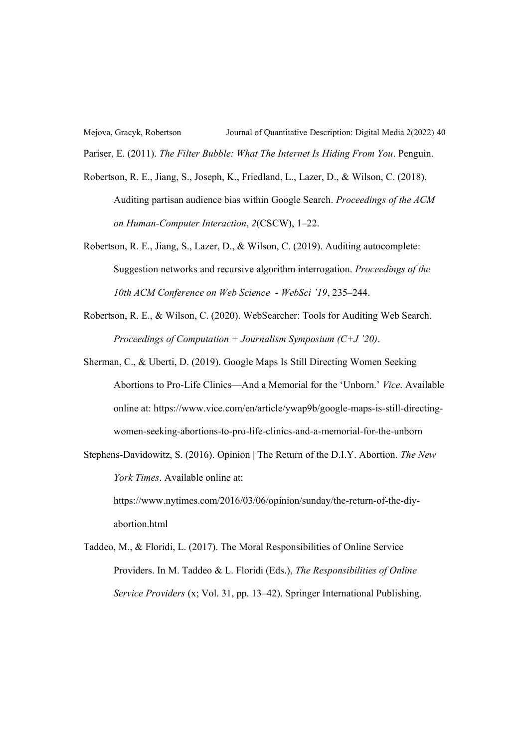Pariser, E. (2011). *The Filter Bubble: What The Internet Is Hiding From You*. Penguin.

Robertson, R. E., Jiang, S., Joseph, K., Friedland, L., Lazer, D., & Wilson, C. (2018). Auditing partisan audience bias within Google Search. *Proceedings of the ACM on Human-Computer Interaction*, *2*(CSCW), 1–22.

Robertson, R. E., Jiang, S., Lazer, D., & Wilson, C. (2019). Auditing autocomplete: Suggestion networks and recursive algorithm interrogation. *Proceedings of the 10th ACM Conference on Web Science - WebSci '19*, 235–244.

Robertson, R. E., & Wilson, C. (2020). WebSearcher: Tools for Auditing Web Search. *Proceedings of Computation + Journalism Symposium (C+J '20)*.

Sherman, C., & Uberti, D. (2019). Google Maps Is Still Directing Women Seeking Abortions to Pro-Life Clinics—And a Memorial for the 'Unborn.' *Vice*. Available online at: https://www.vice.com/en/article/ywap9b/google-maps-is-still-directing-women-seeking-abortions-to-pro-life-clinics-and-a-memorial-for-the-unborn

Stephens-Davidowitz, S. (2016). Opinion | The Return of the D.I.Y. Abortion. *The New York Times*. Available online at: https://www.nytimes.com/2016/03/06/opinion/sunday/the-return-of-the-diy-abortion.html

Taddeo, M., & Floridi, L. (2017). The Moral Responsibilities of Online Service Providers. In M. Taddeo & L. Floridi (Eds.), *The Responsibilities of Online Service Providers* (x; Vol. 31, pp. 13–42). Springer International Publishing.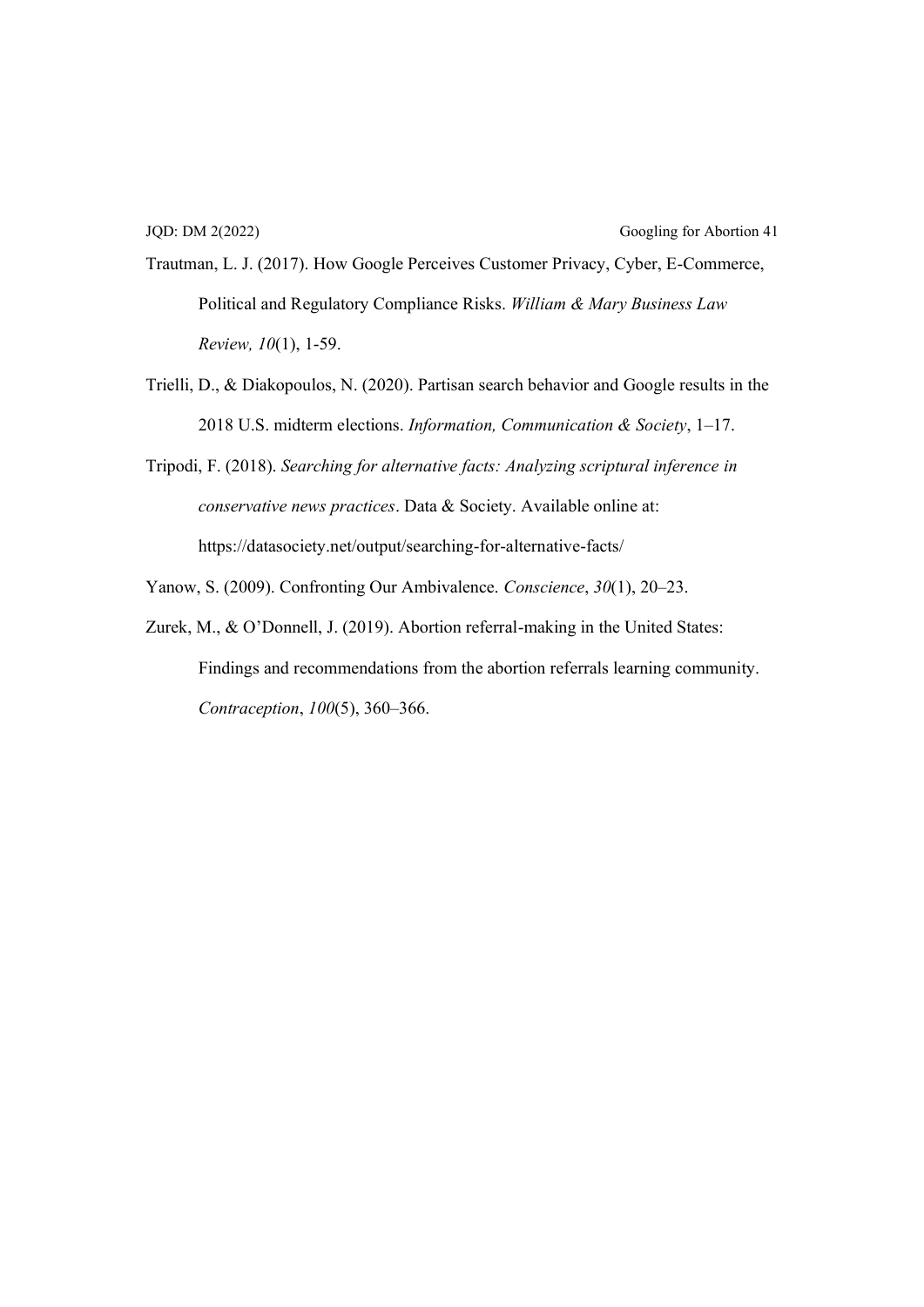Trautman, L. J. (2017). How Google Perceives Customer Privacy, Cyber, E-Commerce, Political and Regulatory Compliance Risks. *William & Mary Business Law Review, 10*(1), 1-59.

Trielli, D., & Diakopoulos, N. (2020). Partisan search behavior and Google results in the 2018 U.S. midterm elections. *Information, Communication & Society*, 1–17.

Tripodi, F. (2018). *Searching for alternative facts: Analyzing scriptural inference in conservative news practices*. Data & Society. Available online at: https://datasociety.net/output/searching-for-alternative-facts/

Yanow, S. (2009). Confronting Our Ambivalence. *Conscience*, *30*(1), 20–23.

Zurek, M., & O'Donnell, J. (2019). Abortion referral-making in the United States: Findings and recommendations from the abortion referrals learning community. *Contraception*, *100*(5), 360–366.